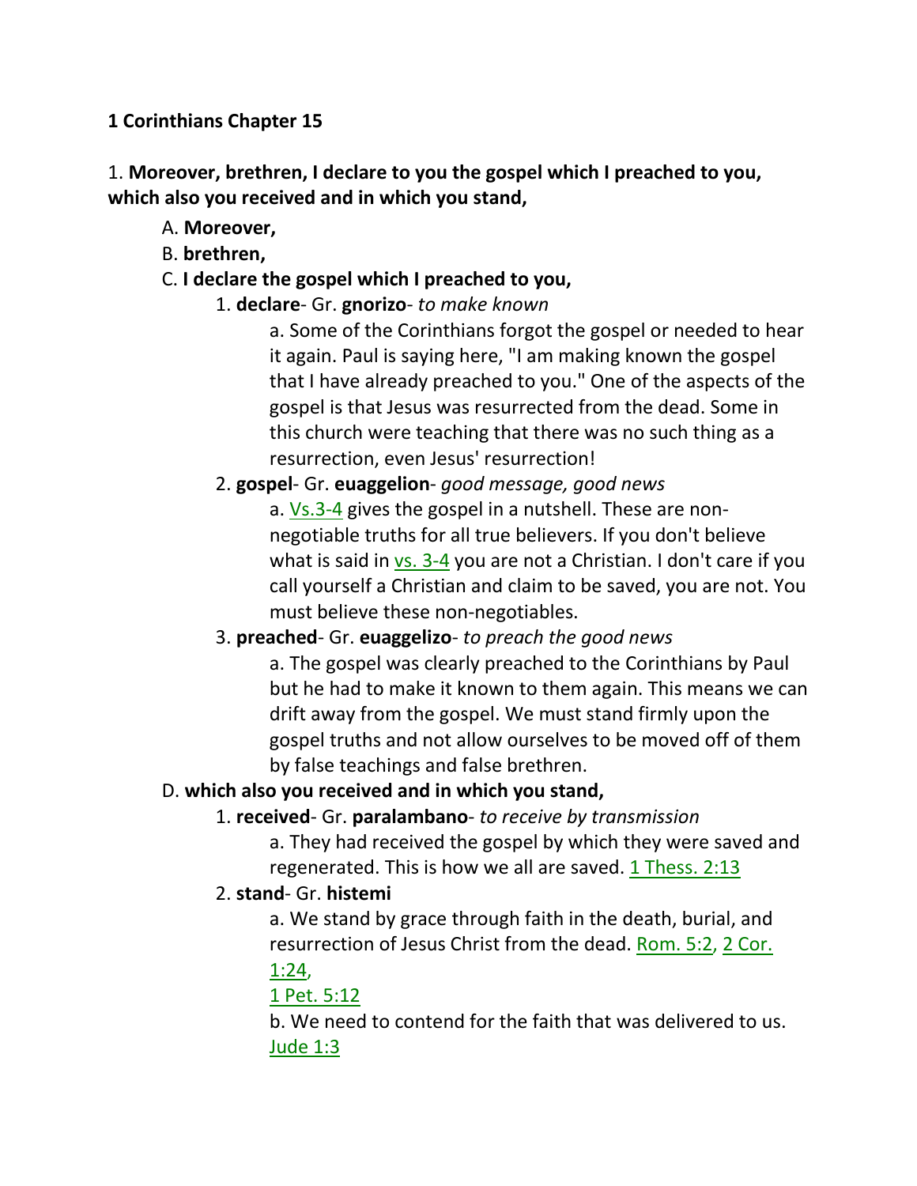**1 Corinthians Chapter 15**

1. **Moreover, brethren, I declare to you the gospel which I preached to you, which also you received and in which you stand,**

A. **Moreover,**

B. **brethren,**

C. **I declare the gospel which I preached to you,**

1. **declare**- Gr. **gnorizo**- *to make known*

a. Some of the Corinthians forgot the gospel or needed to hear it again. Paul is saying here, "I am making known the gospel that I have already preached to you." One of the aspects of the gospel is that Jesus was resurrected from the dead. Some in this church were teaching that there was no such thing as a resurrection, even Jesus' resurrection!

2. **gospel**- Gr. **euaggelion**- *good message, good news*

a. Vs.3-4 gives the gospel in a nutshell. These are non-negotiable truths for all true believers. If you don't believe what is said in vs. 3-4 you are not a Christian. I don't care if you call yourself a Christian and claim to be saved, you are not. You must believe these non-negotiables.

3. **preached**- Gr. **euaggelizo**- *to preach the good news*

a. The gospel was clearly preached to the Corinthians by Paul but he had to make it known to them again. This means we can drift away from the gospel. We must stand firmly upon the gospel truths and not allow ourselves to be moved off of them by false teachings and false brethren.

D. **which also you received and in which you stand,**

1. **received**- Gr. **paralambano**- *to receive by transmission*

a. They had received the gospel by which they were saved and regenerated. This is how we all are saved. 1 Thess. 2:13

2. **stand**- Gr. **histemi**

a. We stand by grace through faith in the death, burial, and resurrection of Jesus Christ from the dead. Rom. 5:2, 2 Cor. 1:24, 1 Pet. 5:12

b. We need to contend for the faith that was delivered to us. Jude 1:3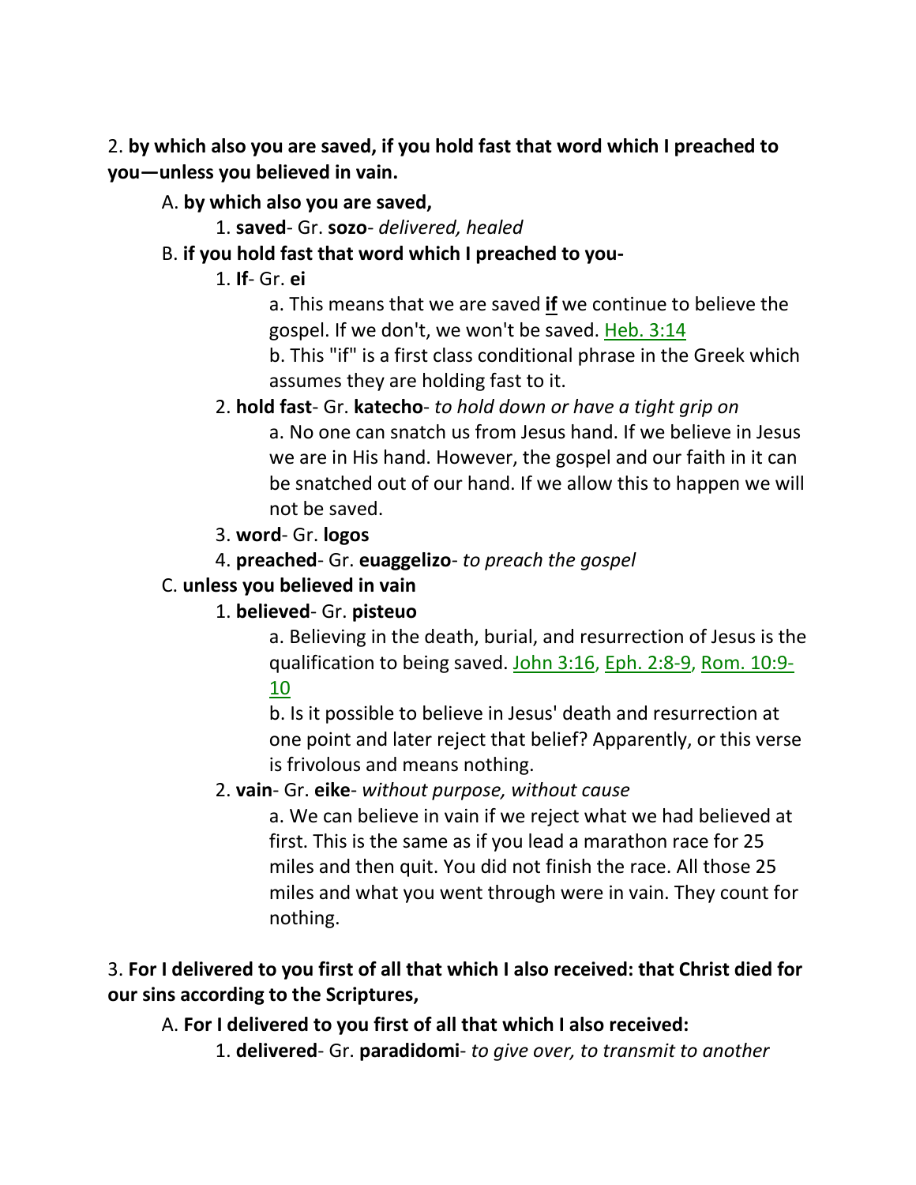2. **by which also you are saved, if you hold fast that word which I preached to you—unless you believed in vain.**

A. **by which also you are saved,**

1. **saved**- Gr. **sozo**- *delivered, healed*

B. **if you hold fast that word which I preached to you-**

1. **If**- Gr. **ei**

a. This means that we are saved **if** we continue to believe the gospel. If we don't, we won't be saved. Heb. 3:14

b. This "if" is a first class conditional phrase in the Greek which assumes they are holding fast to it.

2. **hold fast**- Gr. **katecho**- *to hold down or have a tight grip on*

a. No one can snatch us from Jesus hand. If we believe in Jesus we are in His hand. However, the gospel and our faith in it can be snatched out of our hand. If we allow this to happen we will not be saved.

3. **word**- Gr. **logos**

4. **preached**- Gr. **euaggelizo**- *to preach the gospel*

C. **unless you believed in vain**

1. **believed**- Gr. **pisteuo**

a. Believing in the death, burial, and resurrection of Jesus is the qualification to being saved. John 3:16, Eph. 2:8-9, Rom. 10:9-10

b. Is it possible to believe in Jesus' death and resurrection at one point and later reject that belief? Apparently, or this verse is frivolous and means nothing.

2. **vain**- Gr. **eike**- *without purpose, without cause*

a. We can believe in vain if we reject what we had believed at first. This is the same as if you lead a marathon race for 25 miles and then quit. You did not finish the race. All those 25 miles and what you went through were in vain. They count for nothing.

3. **For I delivered to you first of all that which I also received: that Christ died for our sins according to the Scriptures,**

A. **For I delivered to you first of all that which I also received:**

1. **delivered**- Gr. **paradidomi**- *to give over, to transmit to another*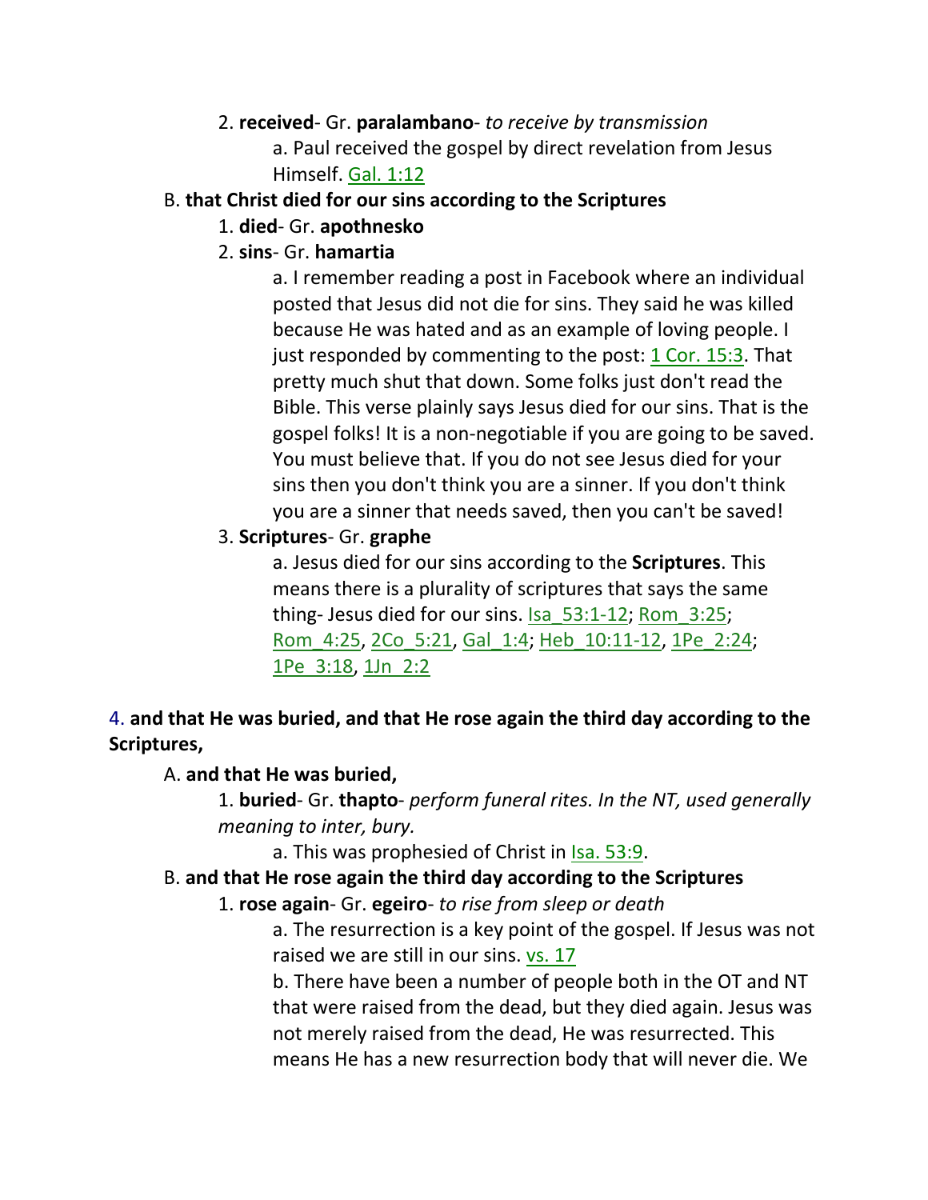2. **received**- Gr. **paralambano**- *to receive by transmission*

a. Paul received the gospel by direct revelation from Jesus Himself. Gal. 1:12

B. **that Christ died for our sins according to the Scriptures**

1. **died**- Gr. **apothnesko**

2. **sins**- Gr. **hamartia**

a. I remember reading a post in Facebook where an individual posted that Jesus did not die for sins. They said he was killed because He was hated and as an example of loving people. I just responded by commenting to the post: 1 Cor. 15:3. That pretty much shut that down. Some folks just don't read the Bible. This verse plainly says Jesus died for our sins. That is the gospel folks! It is a non-negotiable if you are going to be saved. You must believe that. If you do not see Jesus died for your sins then you don't think you are a sinner. If you don't think you are a sinner that needs saved, then you can't be saved!

3. **Scriptures**- Gr. **graphe**

a. Jesus died for our sins according to the **Scriptures**. This means there is a plurality of scriptures that says the same thing- Jesus died for our sins. Isa_53:1-12; Rom_3:25; Rom_4:25, 2Co_5:21, Gal_1:4; Heb_10:11-12, 1Pe_2:24; 1Pe_3:18, 1Jn_2:2

4. **and that He was buried, and that He rose again the third day according to the Scriptures,**

A. **and that He was buried,**

1. **buried**- Gr. **thapto**- *perform funeral rites. In the NT, used generally meaning to inter, bury.*

a. This was prophesied of Christ in Isa. 53:9.

B. **and that He rose again the third day according to the Scriptures**

1. **rose again**- Gr. **egeiro**- *to rise from sleep or death*

a. The resurrection is a key point of the gospel. If Jesus was not raised we are still in our sins. vs. 17

b. There have been a number of people both in the OT and NT that were raised from the dead, but they died again. Jesus was not merely raised from the dead, He was resurrected. This means He has a new resurrection body that will never die. We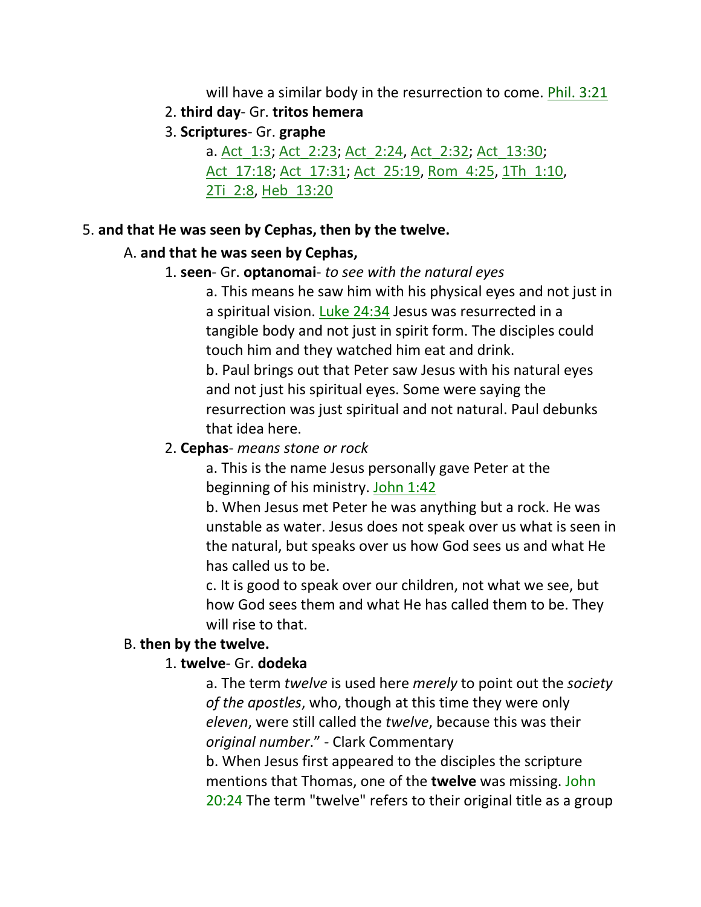will have a similar body in the resurrection to come. Phil. 3:21

2. **third day**- Gr. **tritos hemera**
3. **Scriptures**- Gr. **graphe**

   a. Act_1:3; Act_2:23; Act_2:24, Act_2:32; Act_13:30; Act_17:18; Act_17:31; Act_25:19, Rom_4:25, 1Th_1:10, 2Ti_2:8, Heb_13:20

5. **and that He was seen by Cephas, then by the twelve.**

A. **and that he was seen by Cephas,**

1. **seen**- Gr. **optanomai**- *to see with the natural eyes*

   a. This means he saw him with his physical eyes and not just in a spiritual vision. Luke 24:34 Jesus was resurrected in a tangible body and not just in spirit form. The disciples could touch him and they watched him eat and drink.

   b. Paul brings out that Peter saw Jesus with his natural eyes and not just his spiritual eyes. Some were saying the resurrection was just spiritual and not natural. Paul debunks that idea here.

2. **Cephas**- *means stone or rock*

   a. This is the name Jesus personally gave Peter at the beginning of his ministry. John 1:42

   b. When Jesus met Peter he was anything but a rock. He was unstable as water. Jesus does not speak over us what is seen in the natural, but speaks over us how God sees us and what He has called us to be.

   c. It is good to speak over our children, not what we see, but how God sees them and what He has called them to be. They will rise to that.

B. **then by the twelve.**

1. **twelve**- Gr. **dodeka**

   a. The term *twelve* is used here *merely* to point out the *society of the apostles*, who, though at this time they were only *eleven*, were still called the *twelve*, because this was their *original number*." - Clark Commentary

   b. When Jesus first appeared to the disciples the scripture mentions that Thomas, one of the **twelve** was missing. John 20:24 The term "twelve" refers to their original title as a group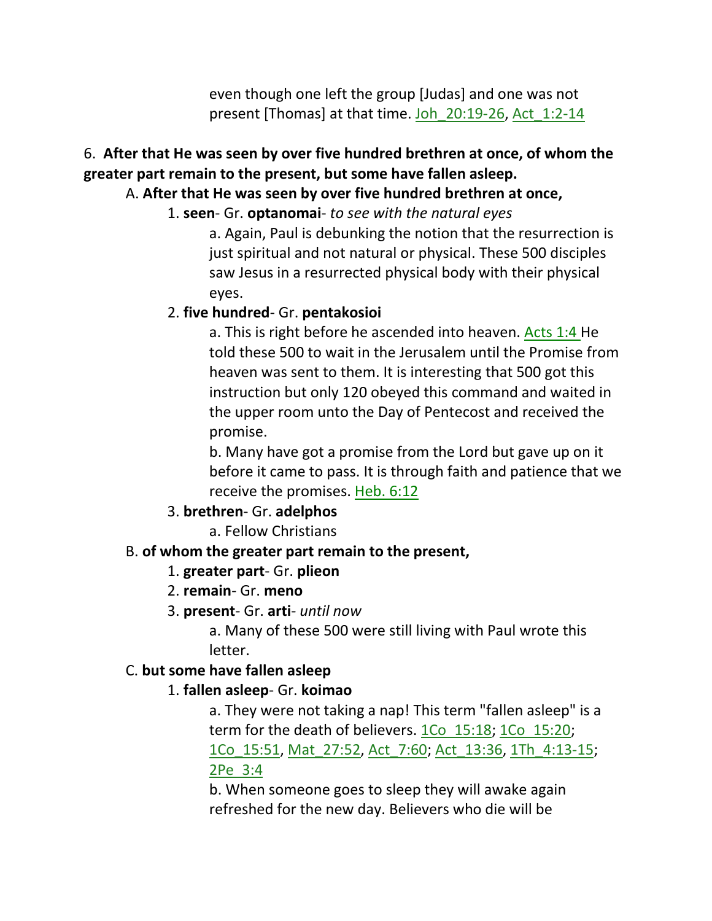even though one left the group [Judas] and one was not present [Thomas] at that time. Joh_20:19-26, Act_1:2-14

6. **After that He was seen by over five hundred brethren at once, of whom the greater part remain to the present, but some have fallen asleep.**

A. **After that He was seen by over five hundred brethren at once,**

1. **seen**- Gr. **optanomai**- *to see with the natural eyes*

a. Again, Paul is debunking the notion that the resurrection is just spiritual and not natural or physical. These 500 disciples saw Jesus in a resurrected physical body with their physical eyes.

2. **five hundred**- Gr. **pentakosioi**

a. This is right before he ascended into heaven. Acts 1:4 He told these 500 to wait in the Jerusalem until the Promise from heaven was sent to them. It is interesting that 500 got this instruction but only 120 obeyed this command and waited in the upper room unto the Day of Pentecost and received the promise.

b. Many have got a promise from the Lord but gave up on it before it came to pass. It is through faith and patience that we receive the promises. Heb. 6:12

3. **brethren**- Gr. **adelphos**

a. Fellow Christians

B. **of whom the greater part remain to the present,**

1. **greater part**- Gr. **plieon**

2. **remain**- Gr. **meno**

3. **present**- Gr. **arti**- *until now*

a. Many of these 500 were still living with Paul wrote this letter.

C. **but some have fallen asleep**

1. **fallen asleep**- Gr. **koimao**

a. They were not taking a nap! This term "fallen asleep" is a term for the death of believers. 1Co_15:18; 1Co_15:20; 1Co_15:51, Mat_27:52, Act_7:60; Act_13:36, 1Th_4:13-15; 2Pe_3:4

b. When someone goes to sleep they will awake again refreshed for the new day. Believers who die will be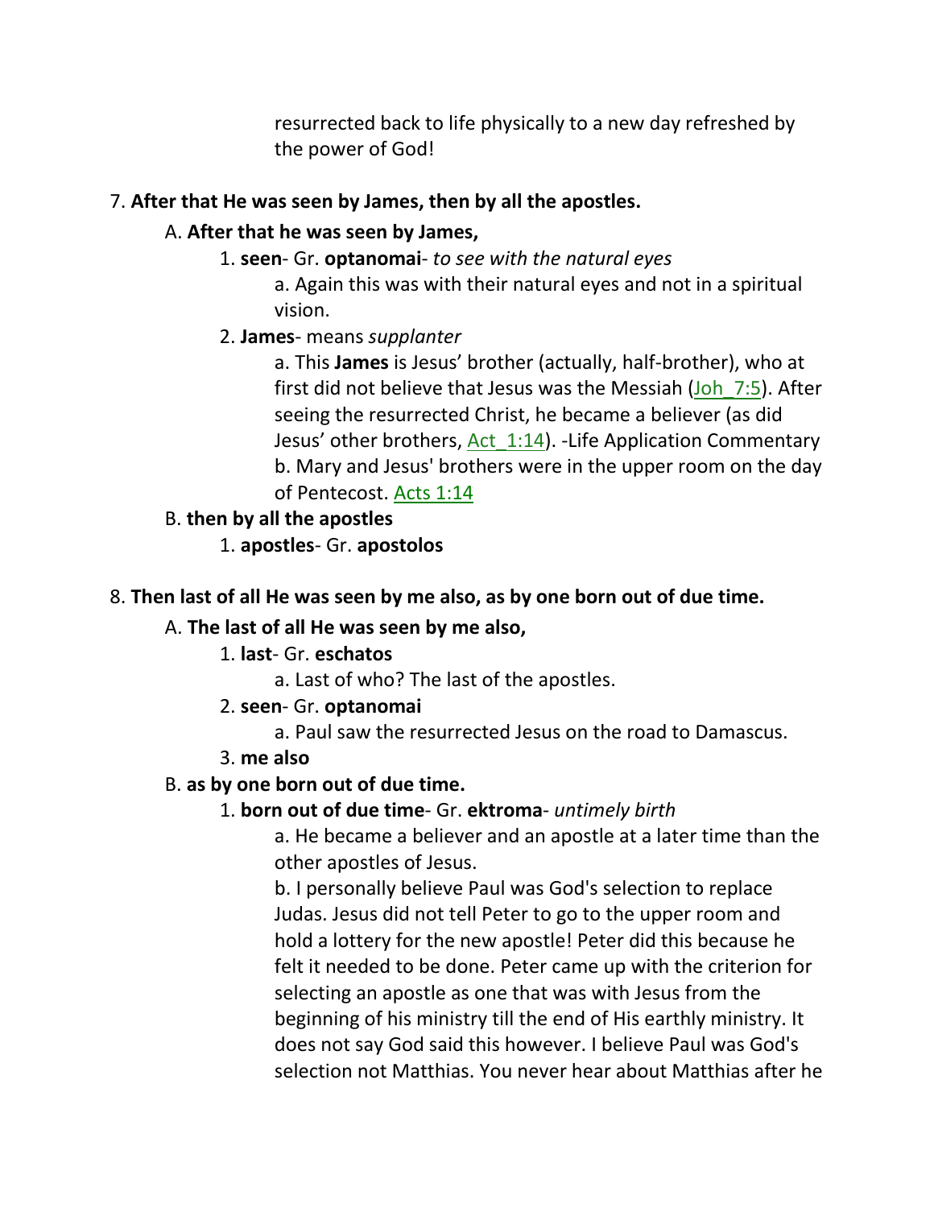resurrected back to life physically to a new day refreshed by the power of God!

7. **After that He was seen by James, then by all the apostles.**

   A. **After that he was seen by James,**

      1. **seen**- Gr. **optanomai**- *to see with the natural eyes*

         a. Again this was with their natural eyes and not in a spiritual vision.

      2. **James**- means *supplanter*

         a. This **James** is Jesus' brother (actually, half-brother), who at first did not believe that Jesus was the Messiah (Joh_7:5). After seeing the resurrected Christ, he became a believer (as did Jesus' other brothers, Act_1:14). -Life Application Commentary

         b. Mary and Jesus' brothers were in the upper room on the day of Pentecost. Acts 1:14

   B. **then by all the apostles**

      1. **apostles**- Gr. **apostolos**

8. **Then last of all He was seen by me also, as by one born out of due time.**

   A. **The last of all He was seen by me also,**

      1. **last**- Gr. **eschatos**

         a. Last of who? The last of the apostles.

      2. **seen**- Gr. **optanomai**

         a. Paul saw the resurrected Jesus on the road to Damascus.

      3. **me also**

   B. **as by one born out of due time.**

      1. **born out of due time**- Gr. **ektroma**- *untimely birth*

         a. He became a believer and an apostle at a later time than the other apostles of Jesus.

         b. I personally believe Paul was God's selection to replace Judas. Jesus did not tell Peter to go to the upper room and hold a lottery for the new apostle! Peter did this because he felt it needed to be done. Peter came up with the criterion for selecting an apostle as one that was with Jesus from the beginning of his ministry till the end of His earthly ministry. It does not say God said this however. I believe Paul was God's selection not Matthias. You never hear about Matthias after he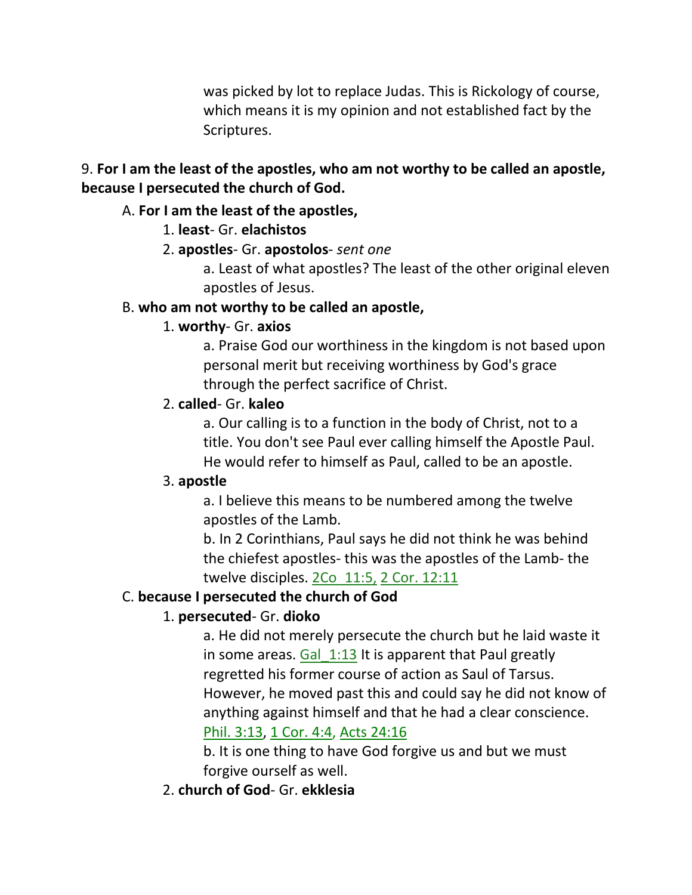was picked by lot to replace Judas. This is Rickology of course, which means it is my opinion and not established fact by the Scriptures.

9. **For I am the least of the apostles, who am not worthy to be called an apostle, because I persecuted the church of God.**

A. **For I am the least of the apostles,**

1. **least**- Gr. **elachistos**

2. **apostles**- Gr. **apostolos**- *sent one*

a. Least of what apostles? The least of the other original eleven apostles of Jesus.

B. **who am not worthy to be called an apostle,**

1. **worthy**- Gr. **axios**

a. Praise God our worthiness in the kingdom is not based upon personal merit but receiving worthiness by God's grace through the perfect sacrifice of Christ.

2. **called**- Gr. **kaleo**

a. Our calling is to a function in the body of Christ, not to a title. You don't see Paul ever calling himself the Apostle Paul. He would refer to himself as Paul, called to be an apostle.

3. **apostle**

a. I believe this means to be numbered among the twelve apostles of the Lamb.

b. In 2 Corinthians, Paul says he did not think he was behind the chiefest apostles- this was the apostles of the Lamb- the twelve disciples. 2Co_11:5, 2 Cor. 12:11

C. **because I persecuted the church of God**

1. **persecuted**- Gr. **dioko**

a. He did not merely persecute the church but he laid waste it in some areas. Gal_1:13 It is apparent that Paul greatly regretted his former course of action as Saul of Tarsus. However, he moved past this and could say he did not know of anything against himself and that he had a clear conscience. Phil. 3:13, 1 Cor. 4:4, Acts 24:16

b. It is one thing to have God forgive us and but we must forgive ourself as well.

2. **church of God**- Gr. **ekklesia**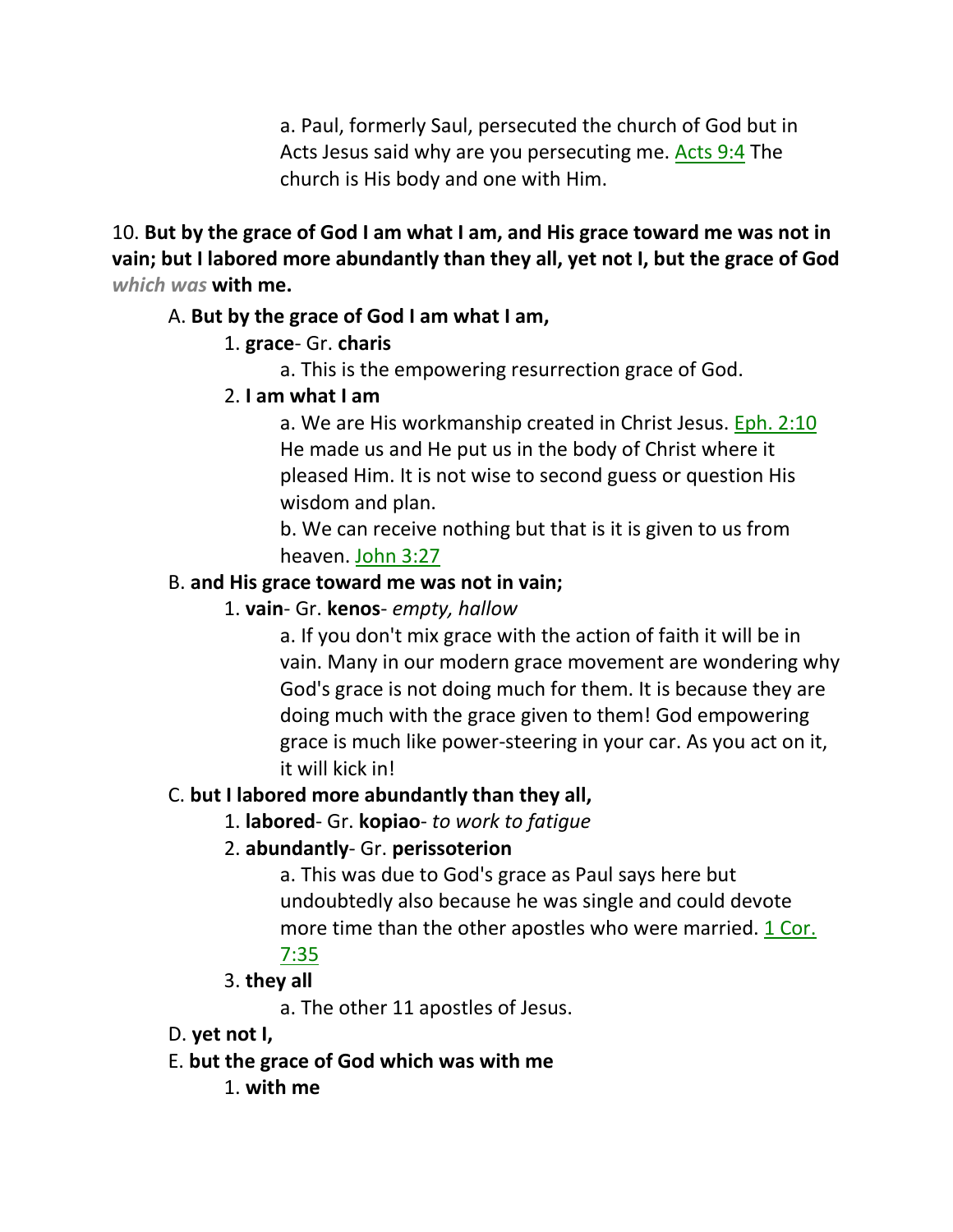a. Paul, formerly Saul, persecuted the church of God but in Acts Jesus said why are you persecuting me. Acts 9:4 The church is His body and one with Him.

10. **But by the grace of God I am what I am, and His grace toward me was not in vain; but I labored more abundantly than they all, yet not I, but the grace of God** *which was* **with me.**

A. **But by the grace of God I am what I am,**

1. **grace**- Gr. **charis**

a. This is the empowering resurrection grace of God.

2. **I am what I am**

a. We are His workmanship created in Christ Jesus. Eph. 2:10 He made us and He put us in the body of Christ where it pleased Him. It is not wise to second guess or question His wisdom and plan.

b. We can receive nothing but that is it is given to us from heaven. John 3:27

B. **and His grace toward me was not in vain;**

1. **vain**- Gr. **kenos**- *empty, hallow*

a. If you don't mix grace with the action of faith it will be in vain. Many in our modern grace movement are wondering why God's grace is not doing much for them. It is because they are doing much with the grace given to them! God empowering grace is much like power-steering in your car. As you act on it, it will kick in!

C. **but I labored more abundantly than they all,**

1. **labored**- Gr. **kopiao**- *to work to fatigue*

2. **abundantly**- Gr. **perissoterion**

a. This was due to God's grace as Paul says here but undoubtedly also because he was single and could devote more time than the other apostles who were married. 1 Cor. 7:35

3. **they all**

a. The other 11 apostles of Jesus.

D. **yet not I,**

E. **but the grace of God which was with me**

1. **with me**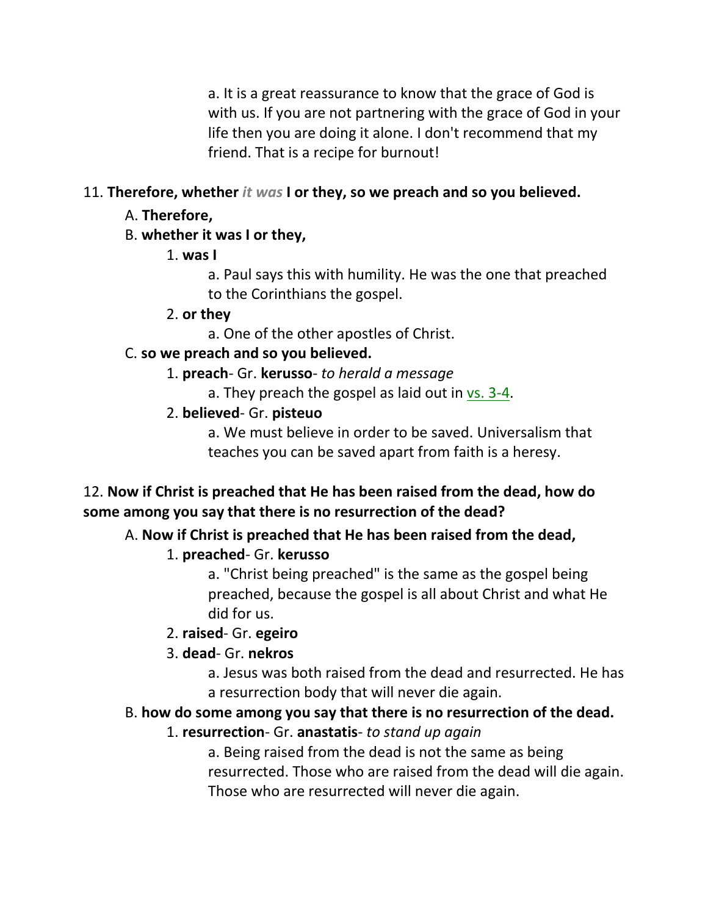a. It is a great reassurance to know that the grace of God is with us. If you are not partnering with the grace of God in your life then you are doing it alone. I don't recommend that my friend. That is a recipe for burnout!

11. **Therefore, whether *it was* I or they, so we preach and so you believed.**

A. **Therefore,**

B. **whether it was I or they,**

1. **was I**

a. Paul says this with humility. He was the one that preached to the Corinthians the gospel.

2. **or they**

a. One of the other apostles of Christ.

C. **so we preach and so you believed.**

1. **preach**- Gr. **kerusso**- *to herald a message*

a. They preach the gospel as laid out in vs. 3-4.

2. **believed**- Gr. **pisteuo**

a. We must believe in order to be saved. Universalism that teaches you can be saved apart from faith is a heresy.

12. **Now if Christ is preached that He has been raised from the dead, how do some among you say that there is no resurrection of the dead?**

A. **Now if Christ is preached that He has been raised from the dead,**

1. **preached**- Gr. **kerusso**

a. "Christ being preached" is the same as the gospel being preached, because the gospel is all about Christ and what He did for us.

2. **raised**- Gr. **egeiro**

3. **dead**- Gr. **nekros**

a. Jesus was both raised from the dead and resurrected. He has a resurrection body that will never die again.

B. **how do some among you say that there is no resurrection of the dead.**

1. **resurrection**- Gr. **anastatis**- *to stand up again*

a. Being raised from the dead is not the same as being resurrected. Those who are raised from the dead will die again. Those who are resurrected will never die again.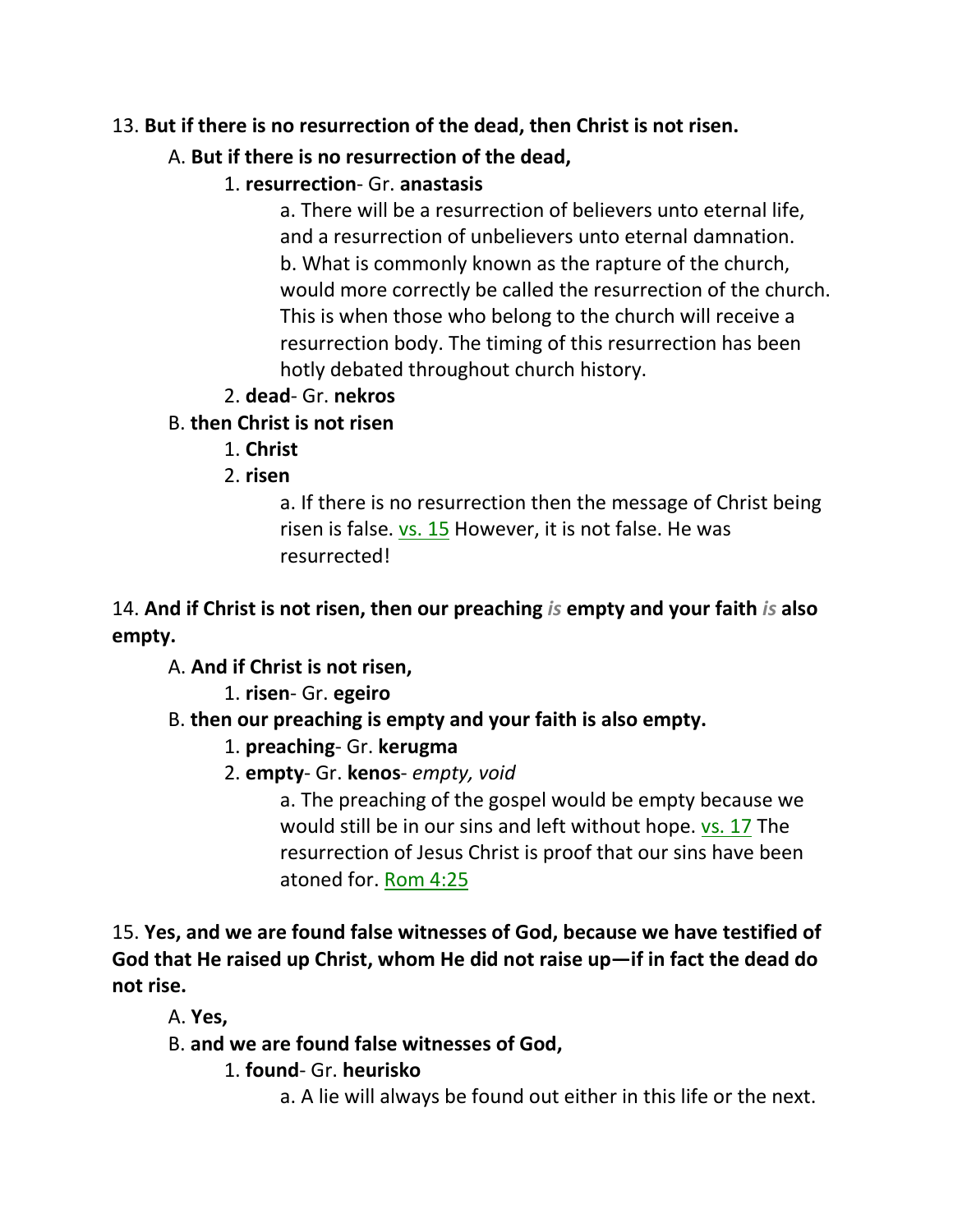13. **But if there is no resurrection of the dead, then Christ is not risen.**

A. **But if there is no resurrection of the dead,**

1. **resurrection**- Gr. **anastasis**

a. There will be a resurrection of believers unto eternal life, and a resurrection of unbelievers unto eternal damnation.

b. What is commonly known as the rapture of the church, would more correctly be called the resurrection of the church. This is when those who belong to the church will receive a resurrection body. The timing of this resurrection has been hotly debated throughout church history.

2. **dead**- Gr. **nekros**

B. **then Christ is not risen**

1. **Christ**

2. **risen**

a. If there is no resurrection then the message of Christ being risen is false. vs. 15 However, it is not false. He was resurrected!

14. **And if Christ is not risen, then our preaching *is* empty and your faith *is* also empty.**

A. **And if Christ is not risen,**

1. **risen**- Gr. **egeiro**

B. **then our preaching is empty and your faith is also empty.**

1. **preaching**- Gr. **kerugma**

2. **empty**- Gr. **kenos**- *empty, void*

a. The preaching of the gospel would be empty because we would still be in our sins and left without hope. vs. 17 The resurrection of Jesus Christ is proof that our sins have been atoned for. Rom 4:25

15. **Yes, and we are found false witnesses of God, because we have testified of God that He raised up Christ, whom He did not raise up—if in fact the dead do not rise.**

A. **Yes,**

B. **and we are found false witnesses of God,**

1. **found**- Gr. **heurisko**

a. A lie will always be found out either in this life or the next.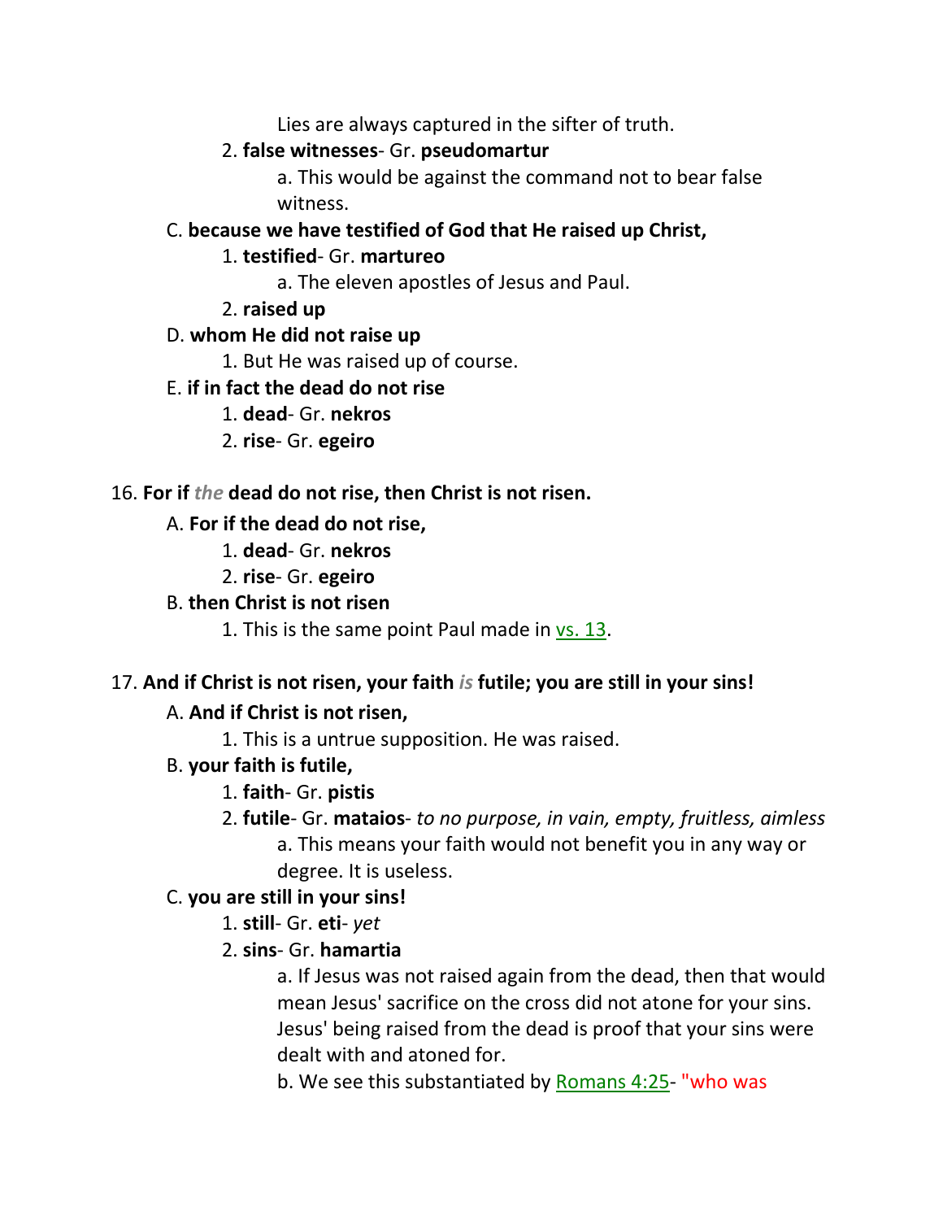Lies are always captured in the sifter of truth.

2. **false witnesses**- Gr. **pseudomartur**

a. This would be against the command not to bear false witness.

C. **because we have testified of God that He raised up Christ,**

1. **testified**- Gr. **martureo**

a. The eleven apostles of Jesus and Paul.

2. **raised up**

D. **whom He did not raise up**

1. But He was raised up of course.

E. **if in fact the dead do not rise**

1. **dead**- Gr. **nekros**

2. **rise**- Gr. **egeiro**

16. **For if *the* dead do not rise, then Christ is not risen.**

A. **For if the dead do not rise,**

1. **dead**- Gr. **nekros**

2. **rise**- Gr. **egeiro**

B. **then Christ is not risen**

1. This is the same point Paul made in vs. 13.

17. **And if Christ is not risen, your faith *is* futile; you are still in your sins!**

A. **And if Christ is not risen,**

1. This is a untrue supposition. He was raised.

B. **your faith is futile,**

1. **faith**- Gr. **pistis**

2. **futile**- Gr. **mataios**- *to no purpose, in vain, empty, fruitless, aimless*

a. This means your faith would not benefit you in any way or degree. It is useless.

C. **you are still in your sins!**

1. **still**- Gr. **eti**- *yet*

2. **sins**- Gr. **hamartia**

a. If Jesus was not raised again from the dead, then that would mean Jesus' sacrifice on the cross did not atone for your sins. Jesus' being raised from the dead is proof that your sins were dealt with and atoned for.

b. We see this substantiated by Romans 4:25- "who was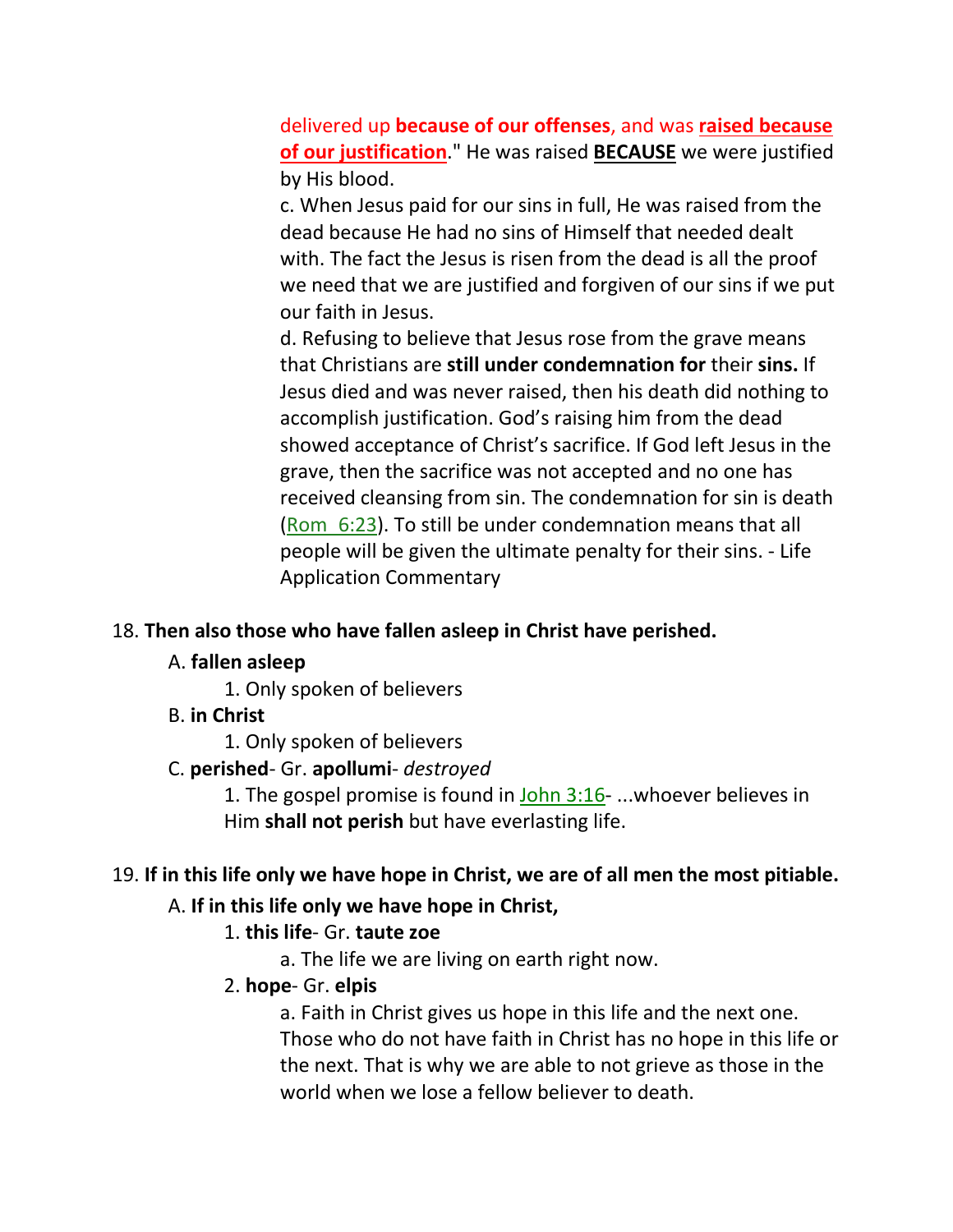delivered up **because of our offenses**, and was **raised because of our justification**." He was raised **BECAUSE** we were justified by His blood.

c. When Jesus paid for our sins in full, He was raised from the dead because He had no sins of Himself that needed dealt with. The fact the Jesus is risen from the dead is all the proof we need that we are justified and forgiven of our sins if we put our faith in Jesus.

d. Refusing to believe that Jesus rose from the grave means that Christians are **still under condemnation for** their **sins.** If Jesus died and was never raised, then his death did nothing to accomplish justification. God's raising him from the dead showed acceptance of Christ's sacrifice. If God left Jesus in the grave, then the sacrifice was not accepted and no one has received cleansing from sin. The condemnation for sin is death (Rom 6:23). To still be under condemnation means that all people will be given the ultimate penalty for their sins. - Life Application Commentary

18. **Then also those who have fallen asleep in Christ have perished.**

A. **fallen asleep**

1. Only spoken of believers

B. **in Christ**

1. Only spoken of believers

C. **perished**- Gr. **apollumi**- *destroyed*

1. The gospel promise is found in John 3:16- ...whoever believes in Him **shall not perish** but have everlasting life.

19. **If in this life only we have hope in Christ, we are of all men the most pitiable.**

A. **If in this life only we have hope in Christ,**

1. **this life**- Gr. **taute zoe**

a. The life we are living on earth right now.

2. **hope**- Gr. **elpis**

a. Faith in Christ gives us hope in this life and the next one. Those who do not have faith in Christ has no hope in this life or the next. That is why we are able to not grieve as those in the world when we lose a fellow believer to death.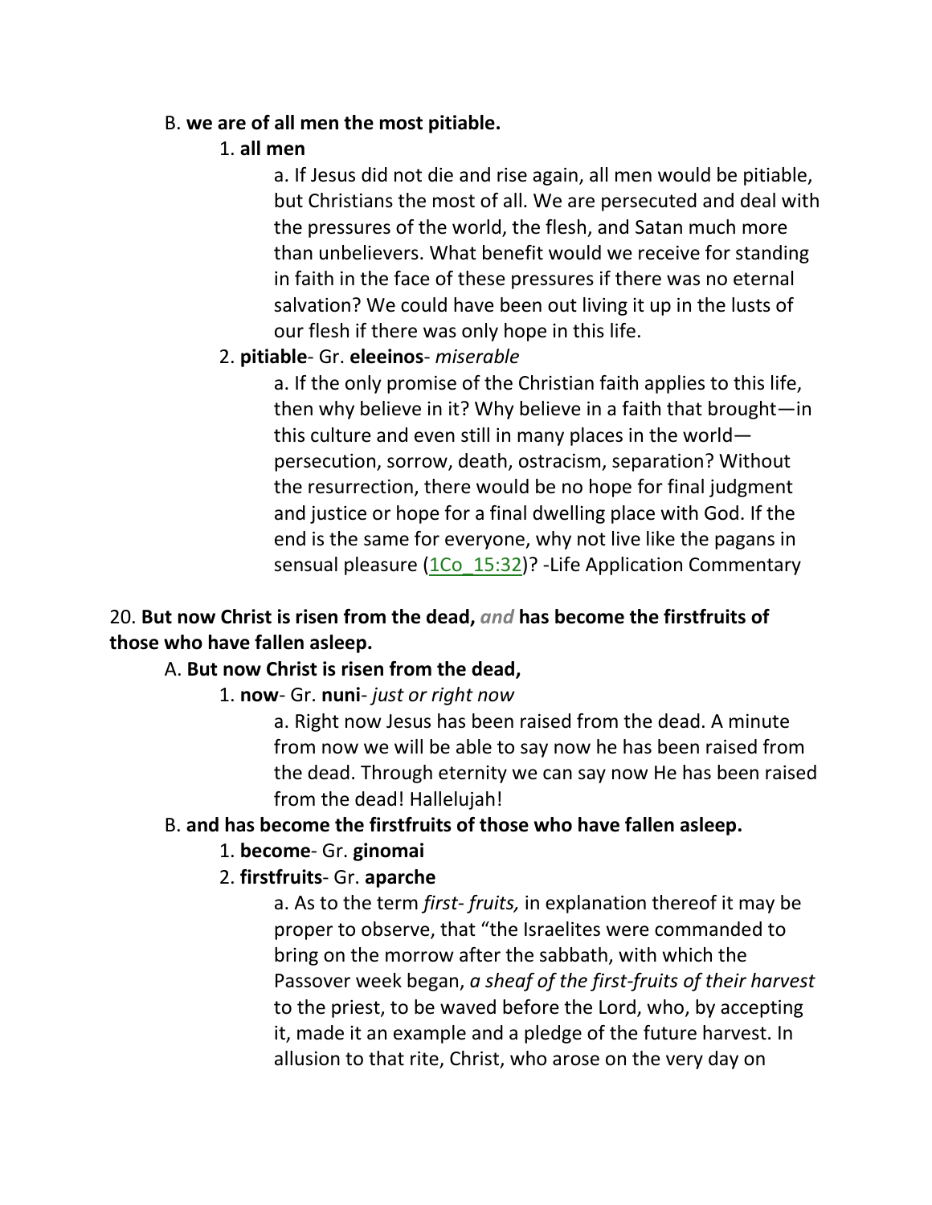B. **we are of all men the most pitiable.**

1. **all men**

a. If Jesus did not die and rise again, all men would be pitiable, but Christians the most of all. We are persecuted and deal with the pressures of the world, the flesh, and Satan much more than unbelievers. What benefit would we receive for standing in faith in the face of these pressures if there was no eternal salvation? We could have been out living it up in the lusts of our flesh if there was only hope in this life.

2. **pitiable**- Gr. **eleeinos**- *miserable*

a. If the only promise of the Christian faith applies to this life, then why believe in it? Why believe in a faith that brought—in this culture and even still in many places in the world—persecution, sorrow, death, ostracism, separation? Without the resurrection, there would be no hope for final judgment and justice or hope for a final dwelling place with God. If the end is the same for everyone, why not live like the pagans in sensual pleasure (1Co_15:32)? -Life Application Commentary

20. **But now Christ is risen from the dead,** *and* **has become the firstfruits of those who have fallen asleep.**

A. **But now Christ is risen from the dead,**

1. **now**- Gr. **nuni**- *just or right now*

a. Right now Jesus has been raised from the dead. A minute from now we will be able to say now he has been raised from the dead. Through eternity we can say now He has been raised from the dead! Hallelujah!

B. **and has become the firstfruits of those who have fallen asleep.**

1. **become**- Gr. **ginomai**

2. **firstfruits**- Gr. **aparche**

a. As to the term *first- fruits,* in explanation thereof it may be proper to observe, that "the Israelites were commanded to bring on the morrow after the sabbath, with which the Passover week began, *a sheaf of the first-fruits of their harvest* to the priest, to be waved before the Lord, who, by accepting it, made it an example and a pledge of the future harvest. In allusion to that rite, Christ, who arose on the very day on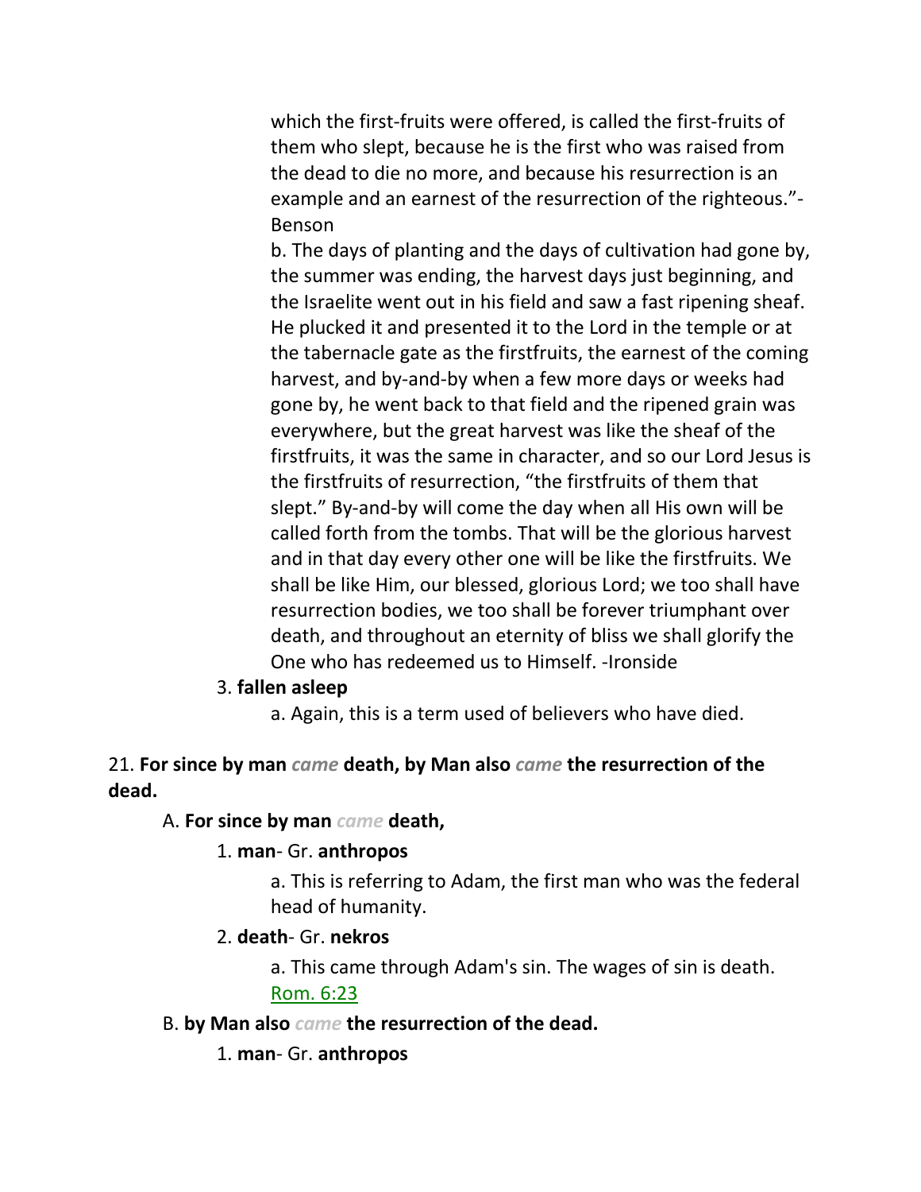which the first-fruits were offered, is called the first-fruits of them who slept, because he is the first who was raised from the dead to die no more, and because his resurrection is an example and an earnest of the resurrection of the righteous."-Benson

b. The days of planting and the days of cultivation had gone by, the summer was ending, the harvest days just beginning, and the Israelite went out in his field and saw a fast ripening sheaf. He plucked it and presented it to the Lord in the temple or at the tabernacle gate as the firstfruits, the earnest of the coming harvest, and by-and-by when a few more days or weeks had gone by, he went back to that field and the ripened grain was everywhere, but the great harvest was like the sheaf of the firstfruits, it was the same in character, and so our Lord Jesus is the firstfruits of resurrection, "the firstfruits of them that slept." By-and-by will come the day when all His own will be called forth from the tombs. That will be the glorious harvest and in that day every other one will be like the firstfruits. We shall be like Him, our blessed, glorious Lord; we too shall have resurrection bodies, we too shall be forever triumphant over death, and throughout an eternity of bliss we shall glorify the One who has redeemed us to Himself. -Ironside

3. **fallen asleep**

a. Again, this is a term used of believers who have died.

21. **For since by man** *came* **death, by Man also** *came* **the resurrection of the dead.**

A. **For since by man** *came* **death,**

1. **man**- Gr. **anthropos**

a. This is referring to Adam, the first man who was the federal head of humanity.

2. **death**- Gr. **nekros**

a. This came through Adam's sin. The wages of sin is death. Rom. 6:23

B. **by Man also** *came* **the resurrection of the dead.**

1. **man**- Gr. **anthropos**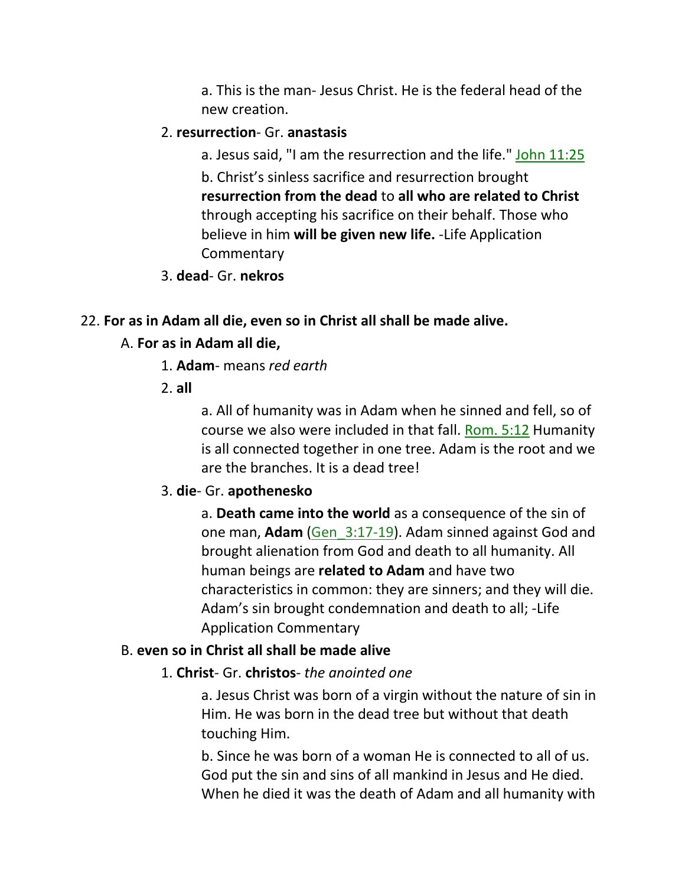a. This is the man- Jesus Christ. He is the federal head of the new creation.

2. **resurrection**- Gr. **anastasis**

a. Jesus said, "I am the resurrection and the life." John 11:25

b. Christ's sinless sacrifice and resurrection brought **resurrection from the dead** to **all who are related to Christ** through accepting his sacrifice on their behalf. Those who believe in him **will be given new life.** -Life Application Commentary

3. **dead**- Gr. **nekros**

22. **For as in Adam all die, even so in Christ all shall be made alive.**

A. **For as in Adam all die,**

1. **Adam**- means *red earth*

2. **all**

a. All of humanity was in Adam when he sinned and fell, so of course we also were included in that fall. Rom. 5:12 Humanity is all connected together in one tree. Adam is the root and we are the branches. It is a dead tree!

3. **die**- Gr. **apothenesko**

a. **Death came into the world** as a consequence of the sin of one man, **Adam** (Gen_3:17-19). Adam sinned against God and brought alienation from God and death to all humanity. All human beings are **related to Adam** and have two characteristics in common: they are sinners; and they will die. Adam's sin brought condemnation and death to all; -Life Application Commentary

B. **even so in Christ all shall be made alive**

1. **Christ**- Gr. **christos**- *the anointed one*

a. Jesus Christ was born of a virgin without the nature of sin in Him. He was born in the dead tree but without that death touching Him.

b. Since he was born of a woman He is connected to all of us. God put the sin and sins of all mankind in Jesus and He died. When he died it was the death of Adam and all humanity with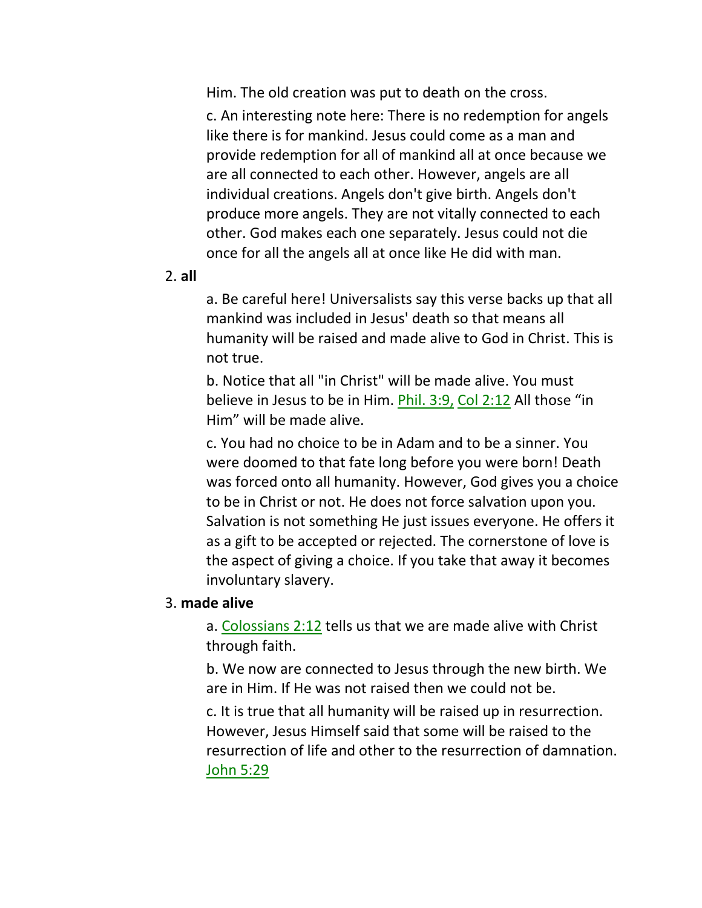Him. The old creation was put to death on the cross.

c. An interesting note here: There is no redemption for angels like there is for mankind. Jesus could come as a man and provide redemption for all of mankind all at once because we are all connected to each other. However, angels are all individual creations. Angels don't give birth. Angels don't produce more angels. They are not vitally connected to each other. God makes each one separately. Jesus could not die once for all the angels all at once like He did with man.

2. **all**

a. Be careful here! Universalists say this verse backs up that all mankind was included in Jesus' death so that means all humanity will be raised and made alive to God in Christ. This is not true.

b. Notice that all "in Christ" will be made alive. You must believe in Jesus to be in Him. Phil. 3:9, Col 2:12 All those “in Him” will be made alive.

c. You had no choice to be in Adam and to be a sinner. You were doomed to that fate long before you were born! Death was forced onto all humanity. However, God gives you a choice to be in Christ or not. He does not force salvation upon you. Salvation is not something He just issues everyone. He offers it as a gift to be accepted or rejected. The cornerstone of love is the aspect of giving a choice. If you take that away it becomes involuntary slavery.

3. **made alive**

a. Colossians 2:12 tells us that we are made alive with Christ through faith.

b. We now are connected to Jesus through the new birth. We are in Him. If He was not raised then we could not be.

c. It is true that all humanity will be raised up in resurrection. However, Jesus Himself said that some will be raised to the resurrection of life and other to the resurrection of damnation. John 5:29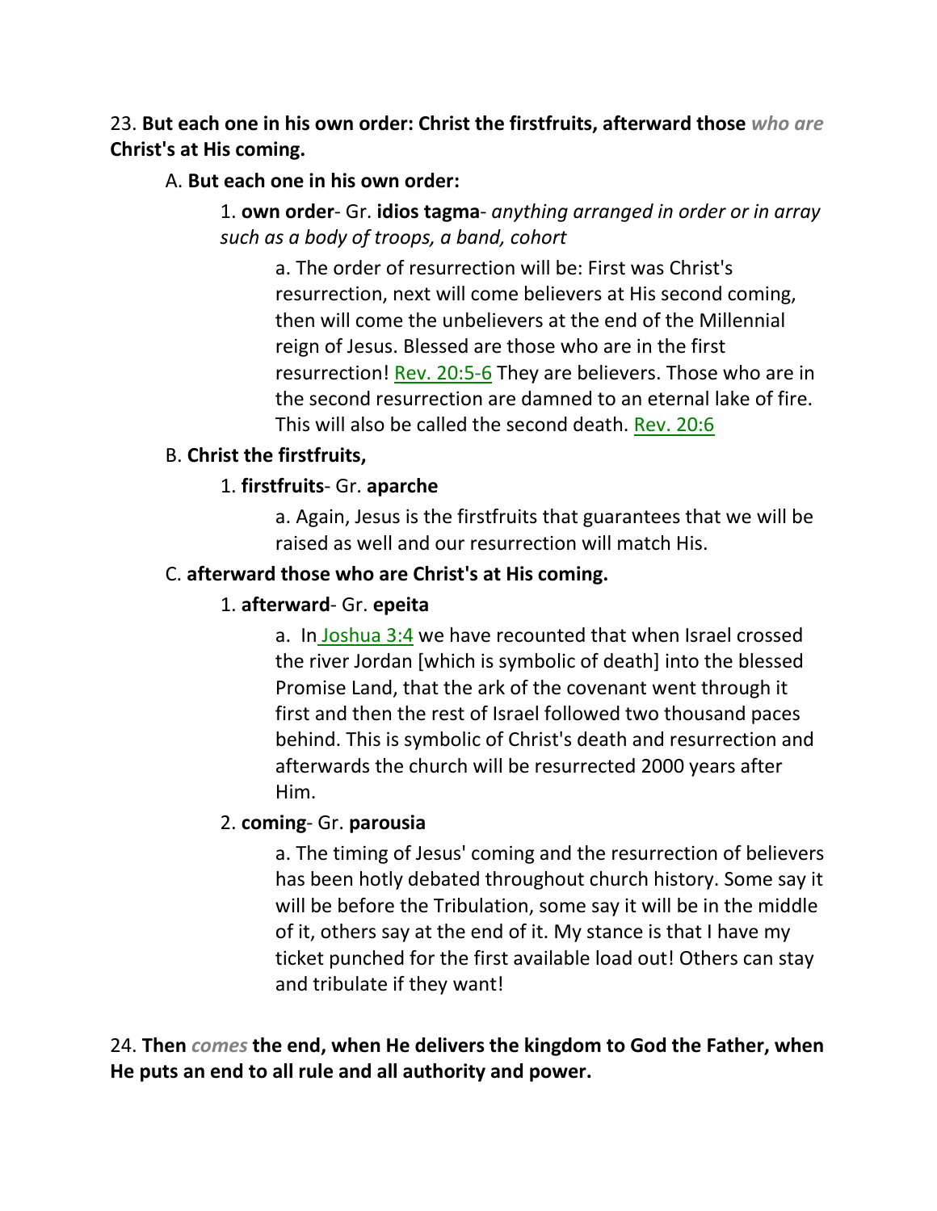23. **But each one in his own order: Christ the firstfruits, afterward those** ***who are*** **Christ's at His coming.**

A. **But each one in his own order:**

1. **own order**- Gr. **idios tagma**- *anything arranged in order or in array such as a body of troops, a band, cohort*

a. The order of resurrection will be: First was Christ's resurrection, next will come believers at His second coming, then will come the unbelievers at the end of the Millennial reign of Jesus. Blessed are those who are in the first resurrection! Rev. 20:5-6 They are believers. Those who are in the second resurrection are damned to an eternal lake of fire. This will also be called the second death. Rev. 20:6

B. **Christ the firstfruits,**

1. **firstfruits**- Gr. **aparche**

a. Again, Jesus is the firstfruits that guarantees that we will be raised as well and our resurrection will match His.

C. **afterward those who are Christ's at His coming.**

1. **afterward**- Gr. **epeita**

a. In Joshua 3:4 we have recounted that when Israel crossed the river Jordan [which is symbolic of death] into the blessed Promise Land, that the ark of the covenant went through it first and then the rest of Israel followed two thousand paces behind. This is symbolic of Christ's death and resurrection and afterwards the church will be resurrected 2000 years after Him.

2. **coming**- Gr. **parousia**

a. The timing of Jesus' coming and the resurrection of believers has been hotly debated throughout church history. Some say it will be before the Tribulation, some say it will be in the middle of it, others say at the end of it. My stance is that I have my ticket punched for the first available load out! Others can stay and tribulate if they want!

24. **Then** ***comes*** **the end, when He delivers the kingdom to God the Father, when He puts an end to all rule and all authority and power.**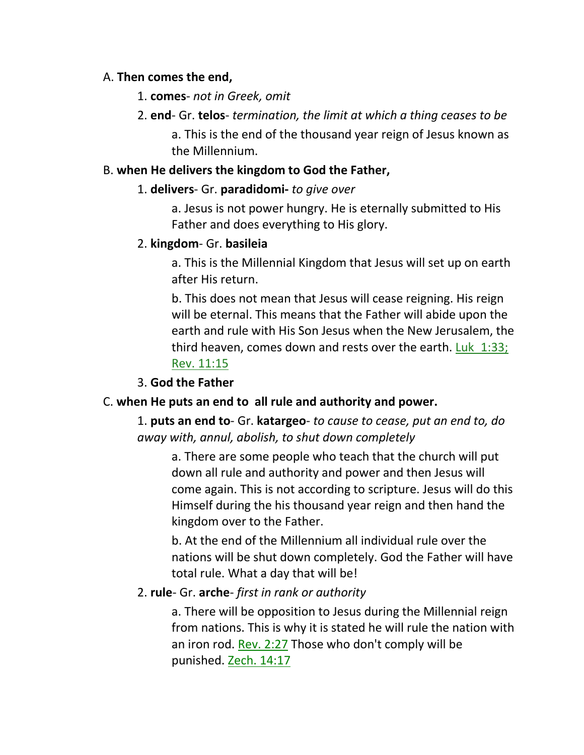A. **Then comes the end,**

1. **comes**- *not in Greek, omit*

2. **end**- Gr. **telos**- *termination, the limit at which a thing ceases to be*

   a. This is the end of the thousand year reign of Jesus known as the Millennium.

B. **when He delivers the kingdom to God the Father,**

1. **delivers**- Gr. **paradidomi-** *to give over*

   a. Jesus is not power hungry. He is eternally submitted to His Father and does everything to His glory.

2. **kingdom**- Gr. **basileia**

   a. This is the Millennial Kingdom that Jesus will set up on earth after His return.

   b. This does not mean that Jesus will cease reigning. His reign will be eternal. This means that the Father will abide upon the earth and rule with His Son Jesus when the New Jerusalem, the third heaven, comes down and rests over the earth. Luk 1:33; Rev. 11:15

3. **God the Father**

C. **when He puts an end to all rule and authority and power.**

1. **puts an end to**- Gr. **katargeo**- *to cause to cease, put an end to, do away with, annul, abolish, to shut down completely*

   a. There are some people who teach that the church will put down all rule and authority and power and then Jesus will come again. This is not according to scripture. Jesus will do this Himself during the his thousand year reign and then hand the kingdom over to the Father.

   b. At the end of the Millennium all individual rule over the nations will be shut down completely. God the Father will have total rule. What a day that will be!

2. **rule**- Gr. **arche**- *first in rank or authority*

   a. There will be opposition to Jesus during the Millennial reign from nations. This is why it is stated he will rule the nation with an iron rod. Rev. 2:27 Those who don't comply will be punished. Zech. 14:17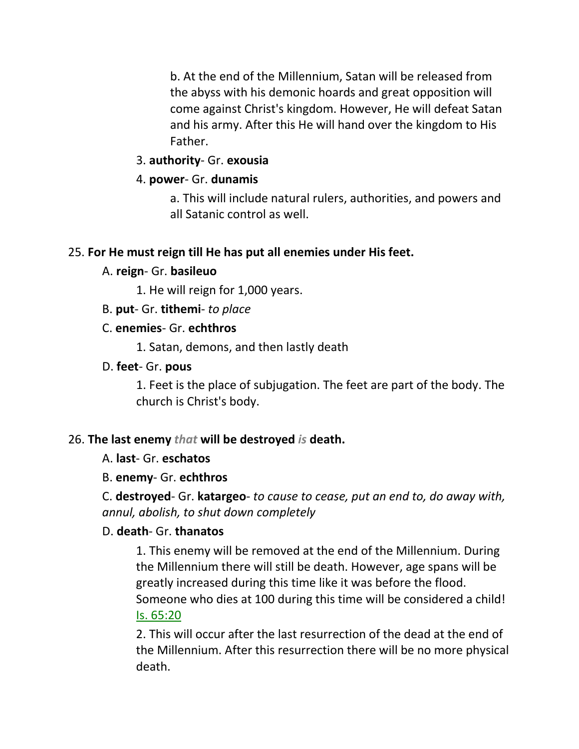b. At the end of the Millennium, Satan will be released from the abyss with his demonic hoards and great opposition will come against Christ's kingdom. However, He will defeat Satan and his army. After this He will hand over the kingdom to His Father.

3. **authority**- Gr. **exousia**

4. **power**- Gr. **dunamis**

a. This will include natural rulers, authorities, and powers and all Satanic control as well.

25. **For He must reign till He has put all enemies under His feet.**

A. **reign**- Gr. **basileuo**

1. He will reign for 1,000 years.

B. **put**- Gr. **tithemi**- *to place*

C. **enemies**- Gr. **echthros**

1. Satan, demons, and then lastly death

D. **feet**- Gr. **pous**

1. Feet is the place of subjugation. The feet are part of the body. The church is Christ's body.

26. **The last enemy** ***that*** **will be destroyed** ***is*** **death.**

A. **last**- Gr. **eschatos**

B. **enemy**- Gr. **echthros**

C. **destroyed**- Gr. **katargeo**- *to cause to cease, put an end to, do away with, annul, abolish, to shut down completely*

D. **death**- Gr. **thanatos**

1. This enemy will be removed at the end of the Millennium. During the Millennium there will still be death. However, age spans will be greatly increased during this time like it was before the flood. Someone who dies at 100 during this time will be considered a child! Is. 65:20

2. This will occur after the last resurrection of the dead at the end of the Millennium. After this resurrection there will be no more physical death.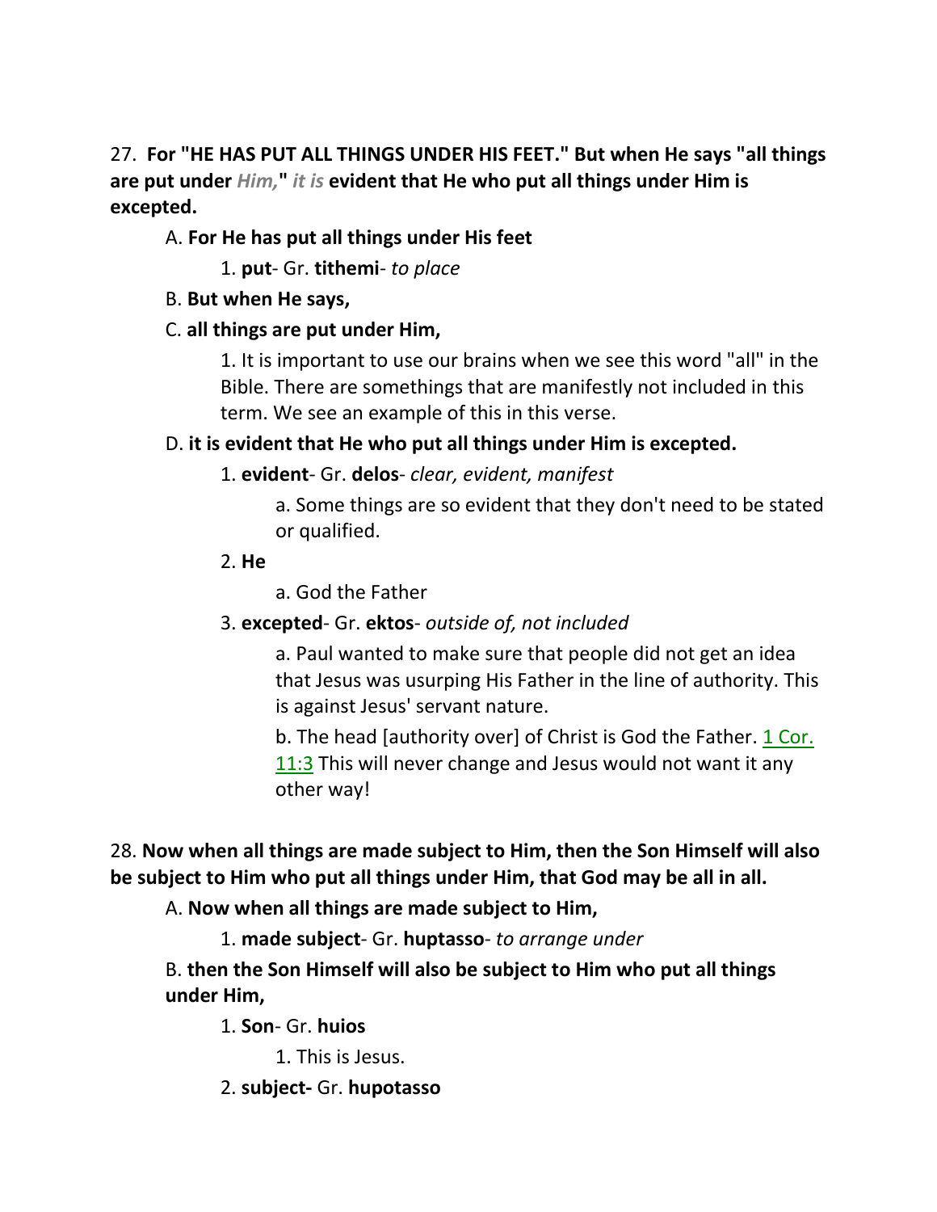27. **For "HE HAS PUT ALL THINGS UNDER HIS FEET." But when He says "all things are put under** ***Him,*****"** ***it is*** **evident that He who put all things under Him is excepted.**

A. **For He has put all things under His feet**

1. **put**- Gr. **tithemi**- *to place*

B. **But when He says,**

C. **all things are put under Him,**

1. It is important to use our brains when we see this word "all" in the Bible. There are somethings that are manifestly not included in this term. We see an example of this in this verse.

D. **it is evident that He who put all things under Him is excepted.**

1. **evident**- Gr. **delos**- *clear, evident, manifest*

a. Some things are so evident that they don't need to be stated or qualified.

2. **He**

a. God the Father

3. **excepted**- Gr. **ektos**- *outside of, not included*

a. Paul wanted to make sure that people did not get an idea that Jesus was usurping His Father in the line of authority. This is against Jesus' servant nature.

b. The head [authority over] of Christ is God the Father. 1 Cor. 11:3 This will never change and Jesus would not want it any other way!

28. **Now when all things are made subject to Him, then the Son Himself will also be subject to Him who put all things under Him, that God may be all in all.**

A. **Now when all things are made subject to Him,**

1. **made subject**- Gr. **huptasso**- *to arrange under*

B. **then the Son Himself will also be subject to Him who put all things under Him,**

1. **Son**- Gr. **huios**

1. This is Jesus.

2. **subject-** Gr. **hupotasso**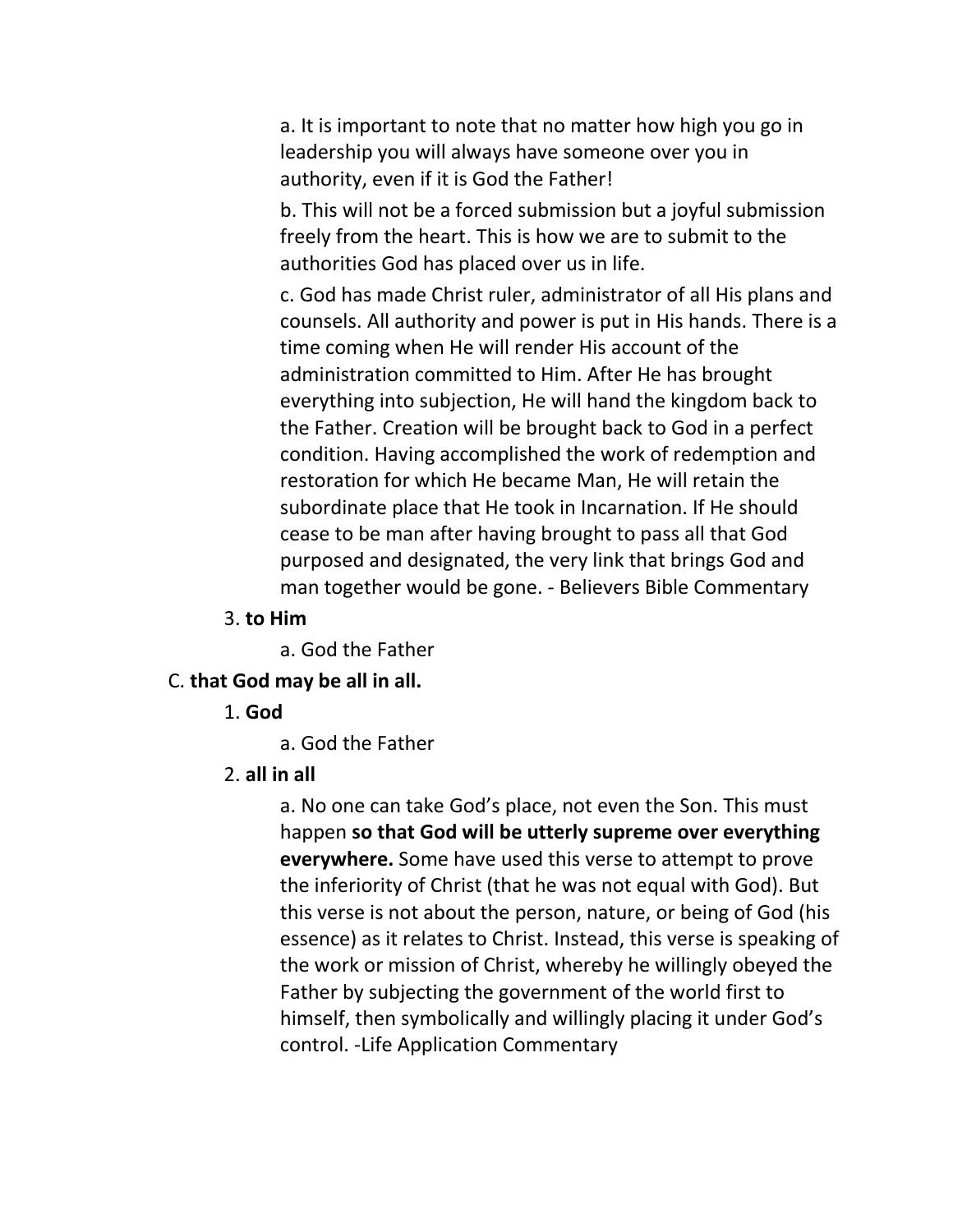a. It is important to note that no matter how high you go in leadership you will always have someone over you in authority, even if it is God the Father!

b. This will not be a forced submission but a joyful submission freely from the heart. This is how we are to submit to the authorities God has placed over us in life.

c. God has made Christ ruler, administrator of all His plans and counsels. All authority and power is put in His hands. There is a time coming when He will render His account of the administration committed to Him. After He has brought everything into subjection, He will hand the kingdom back to the Father. Creation will be brought back to God in a perfect condition. Having accomplished the work of redemption and restoration for which He became Man, He will retain the subordinate place that He took in Incarnation. If He should cease to be man after having brought to pass all that God purposed and designated, the very link that brings God and man together would be gone. - Believers Bible Commentary

3. **to Him**

a. God the Father

C. **that God may be all in all.**

1. **God**

a. God the Father

2. **all in all**

a. No one can take God's place, not even the Son. This must happen **so that God will be utterly supreme over everything everywhere.** Some have used this verse to attempt to prove the inferiority of Christ (that he was not equal with God). But this verse is not about the person, nature, or being of God (his essence) as it relates to Christ. Instead, this verse is speaking of the work or mission of Christ, whereby he willingly obeyed the Father by subjecting the government of the world first to himself, then symbolically and willingly placing it under God's control. -Life Application Commentary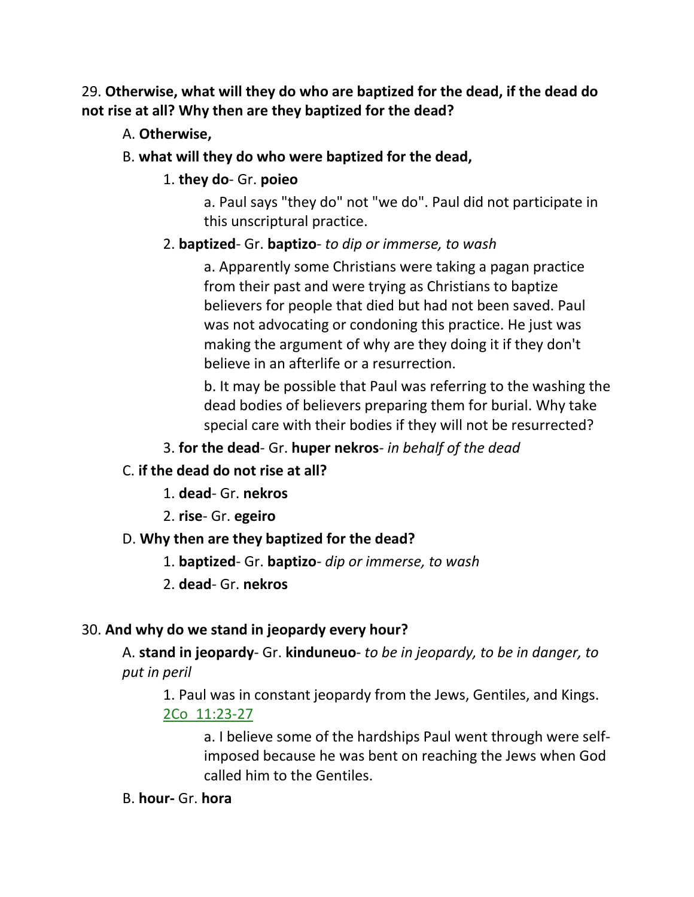29. **Otherwise, what will they do who are baptized for the dead, if the dead do not rise at all? Why then are they baptized for the dead?**

A. **Otherwise,**

B. **what will they do who were baptized for the dead,**

1. **they do**- Gr. **poieo**

a. Paul says "they do" not "we do". Paul did not participate in this unscriptural practice.

2. **baptized**- Gr. **baptizo**- *to dip or immerse, to wash*

a. Apparently some Christians were taking a pagan practice from their past and were trying as Christians to baptize believers for people that died but had not been saved. Paul was not advocating or condoning this practice. He just was making the argument of why are they doing it if they don't believe in an afterlife or a resurrection.

b. It may be possible that Paul was referring to the washing the dead bodies of believers preparing them for burial. Why take special care with their bodies if they will not be resurrected?

3. **for the dead**- Gr. **huper nekros**- *in behalf of the dead*

C. **if the dead do not rise at all?**

1. **dead**- Gr. **nekros**

2. **rise**- Gr. **egeiro**

D. **Why then are they baptized for the dead?**

1. **baptized**- Gr. **baptizo**- *dip or immerse, to wash*

2. **dead**- Gr. **nekros**

30. **And why do we stand in jeopardy every hour?**

A. **stand in jeopardy**- Gr. **kinduneuo**- *to be in jeopardy, to be in danger, to put in peril*

1. Paul was in constant jeopardy from the Jews, Gentiles, and Kings. 2Co 11:23-27

a. I believe some of the hardships Paul went through were self-imposed because he was bent on reaching the Jews when God called him to the Gentiles.

B. **hour-** Gr. **hora**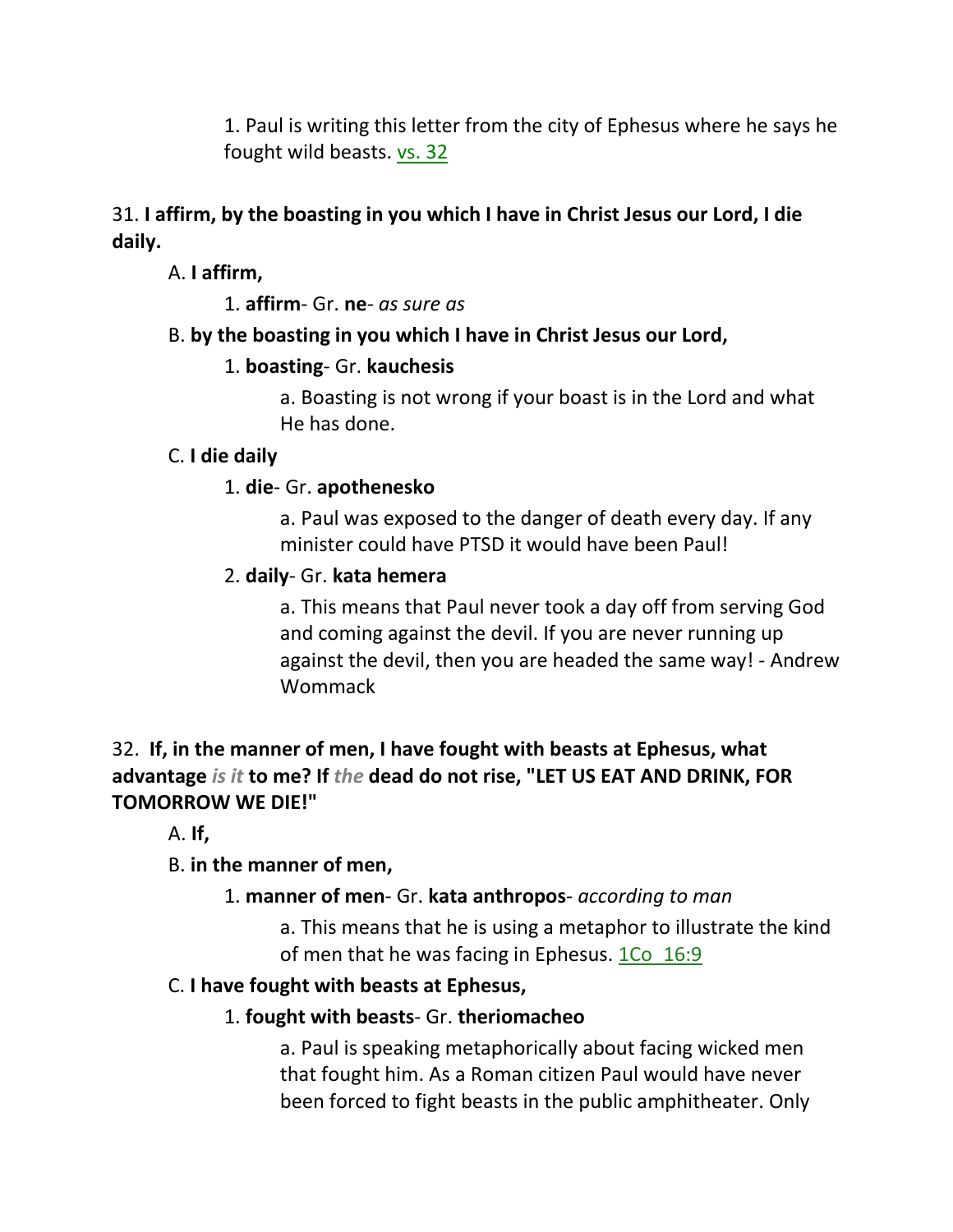1. Paul is writing this letter from the city of Ephesus where he says he fought wild beasts. vs. 32

31. **I affirm, by the boasting in you which I have in Christ Jesus our Lord, I die daily.**

A. **I affirm,**

1. **affirm**- Gr. **ne**- *as sure as*

B. **by the boasting in you which I have in Christ Jesus our Lord,**

1. **boasting**- Gr. **kauchesis**

a. Boasting is not wrong if your boast is in the Lord and what He has done.

C. **I die daily**

1. **die**- Gr. **apothenesko**

a. Paul was exposed to the danger of death every day. If any minister could have PTSD it would have been Paul!

2. **daily**- Gr. **kata hemera**

a. This means that Paul never took a day off from serving God and coming against the devil. If you are never running up against the devil, then you are headed the same way! - Andrew Wommack

32. **If, in the manner of men, I have fought with beasts at Ephesus, what advantage** ***is it*** **to me? If** ***the*** **dead do not rise, "LET US EAT AND DRINK, FOR TOMORROW WE DIE!"**

A. **If,**

B. **in the manner of men,**

1. **manner of men**- Gr. **kata anthropos**- *according to man*

a. This means that he is using a metaphor to illustrate the kind of men that he was facing in Ephesus. 1Co 16:9

C. **I have fought with beasts at Ephesus,**

1. **fought with beasts**- Gr. **theriomacheo**

a. Paul is speaking metaphorically about facing wicked men that fought him. As a Roman citizen Paul would have never been forced to fight beasts in the public amphitheater. Only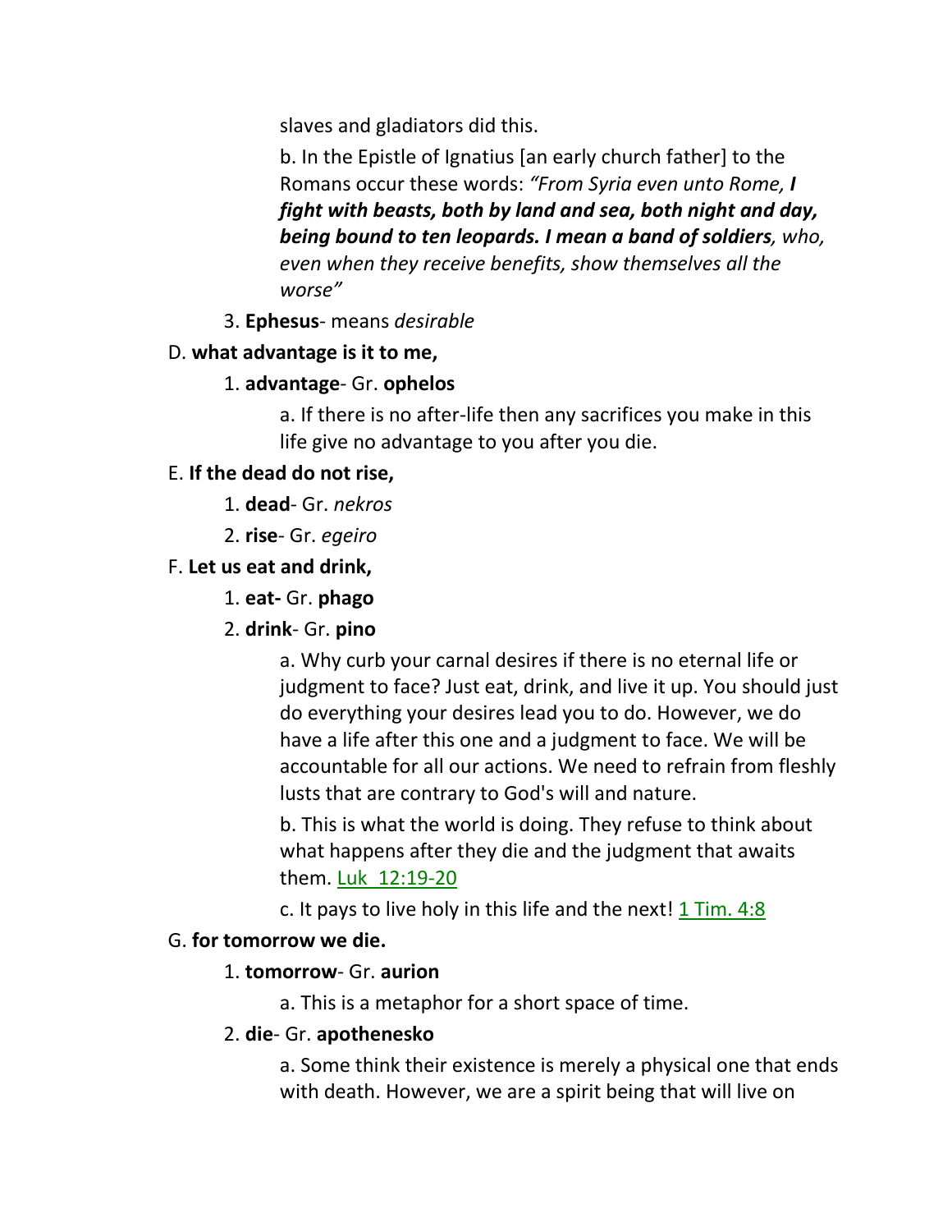slaves and gladiators did this.

b. In the Epistle of Ignatius [an early church father] to the Romans occur these words: *"From Syria even unto Rome,* ***I fight with beasts, both by land and sea, both night and day, being bound to ten leopards. I mean a band of soldiers****, who, even when they receive benefits, show themselves all the worse"*

3. **Ephesus**- means *desirable*

D. **what advantage is it to me,**

1. **advantage**- Gr. **ophelos**

a. If there is no after-life then any sacrifices you make in this life give no advantage to you after you die.

E. **If the dead do not rise,**

1. **dead**- Gr. *nekros*

2. **rise**- Gr. *egeiro*

F. **Let us eat and drink,**

1. **eat-** Gr. **phago**

2. **drink**- Gr. **pino**

a. Why curb your carnal desires if there is no eternal life or judgment to face? Just eat, drink, and live it up. You should just do everything your desires lead you to do. However, we do have a life after this one and a judgment to face. We will be accountable for all our actions. We need to refrain from fleshly lusts that are contrary to God's will and nature.

b. This is what the world is doing. They refuse to think about what happens after they die and the judgment that awaits them. Luk 12:19-20

c. It pays to live holy in this life and the next! 1 Tim. 4:8

G. **for tomorrow we die.**

1. **tomorrow**- Gr. **aurion**

a. This is a metaphor for a short space of time.

2. **die**- Gr. **apothenesko**

a. Some think their existence is merely a physical one that ends with death. However, we are a spirit being that will live on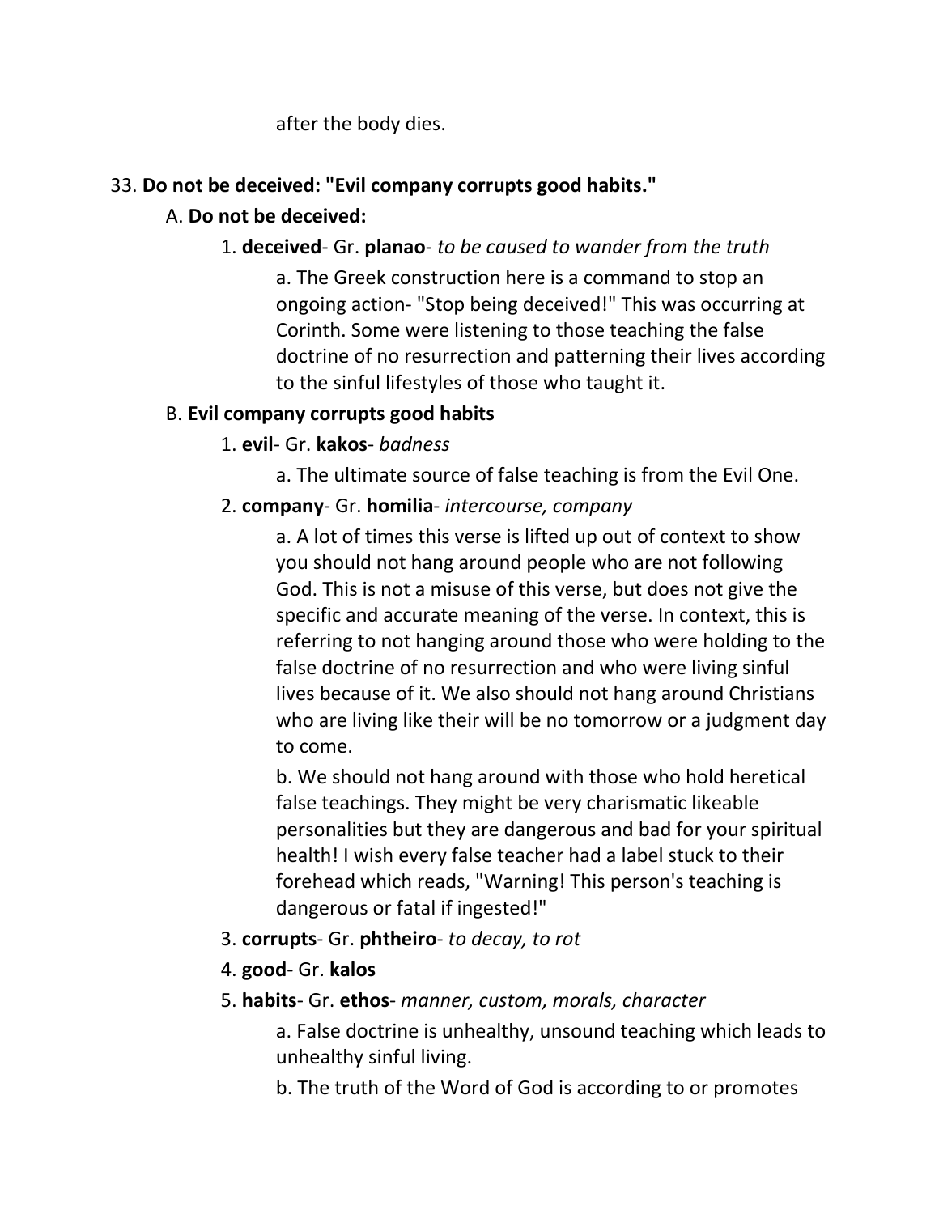after the body dies.

33. **Do not be deceived: "Evil company corrupts good habits."**

   A. **Do not be deceived:**

      1. **deceived**- Gr. **planao**- *to be caused to wander from the truth*

         a. The Greek construction here is a command to stop an ongoing action- "Stop being deceived!" This was occurring at Corinth. Some were listening to those teaching the false doctrine of no resurrection and patterning their lives according to the sinful lifestyles of those who taught it.

   B. **Evil company corrupts good habits**

      1. **evil**- Gr. **kakos**- *badness*

         a. The ultimate source of false teaching is from the Evil One.

      2. **company**- Gr. **homilia**- *intercourse, company*

         a. A lot of times this verse is lifted up out of context to show you should not hang around people who are not following God. This is not a misuse of this verse, but does not give the specific and accurate meaning of the verse. In context, this is referring to not hanging around those who were holding to the false doctrine of no resurrection and who were living sinful lives because of it. We also should not hang around Christians who are living like their will be no tomorrow or a judgment day to come.

         b. We should not hang around with those who hold heretical false teachings. They might be very charismatic likeable personalities but they are dangerous and bad for your spiritual health! I wish every false teacher had a label stuck to their forehead which reads, "Warning! This person's teaching is dangerous or fatal if ingested!"

      3. **corrupts**- Gr. **phtheiro**- *to decay, to rot*

      4. **good**- Gr. **kalos**

      5. **habits**- Gr. **ethos**- *manner, custom, morals, character*

         a. False doctrine is unhealthy, unsound teaching which leads to unhealthy sinful living.

         b. The truth of the Word of God is according to or promotes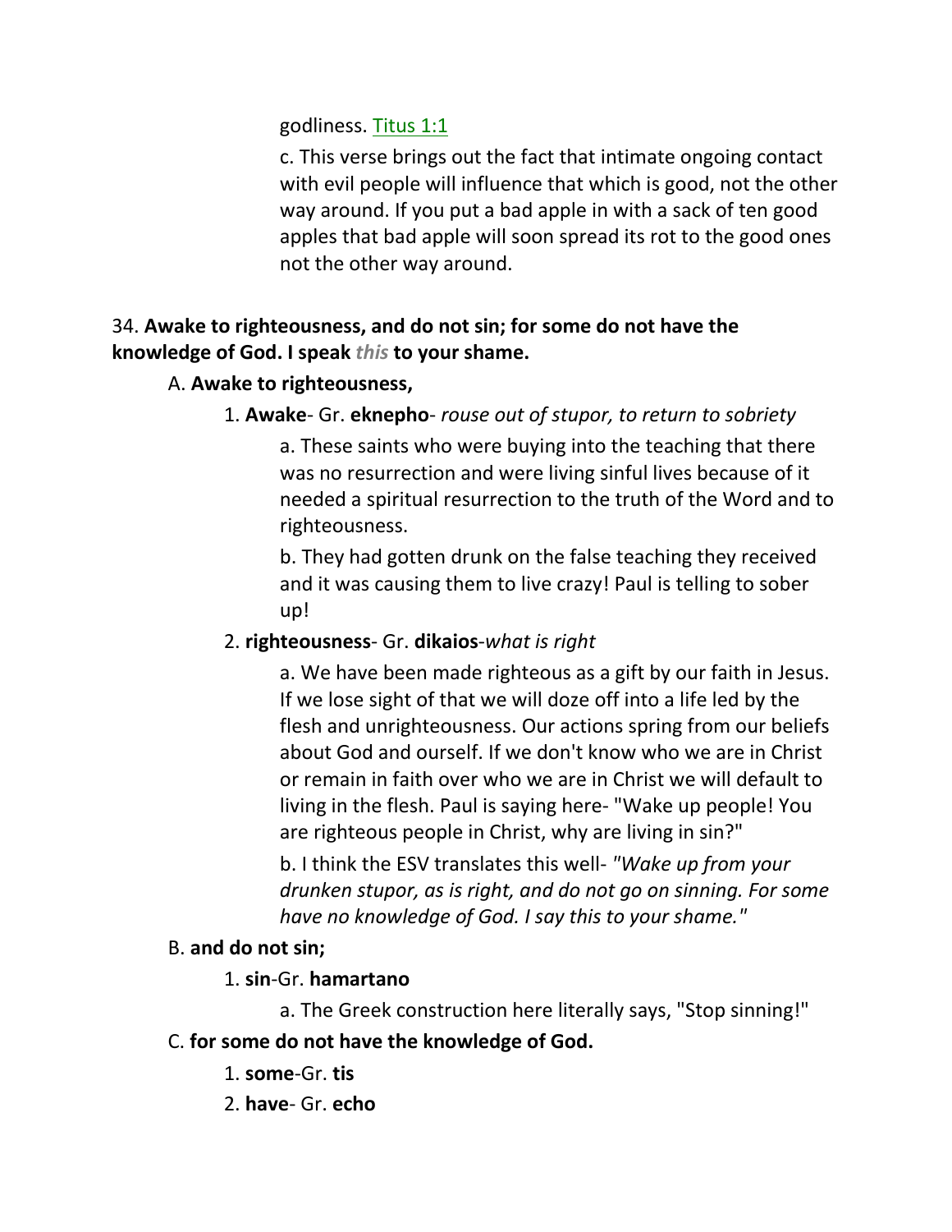godliness. Titus 1:1

c. This verse brings out the fact that intimate ongoing contact with evil people will influence that which is good, not the other way around. If you put a bad apple in with a sack of ten good apples that bad apple will soon spread its rot to the good ones not the other way around.

34. **Awake to righteousness, and do not sin; for some do not have the knowledge of God. I speak *this* to your shame.**

A. **Awake to righteousness,**

1. **Awake**- Gr. **eknepho**- *rouse out of stupor, to return to sobriety*

a. These saints who were buying into the teaching that there was no resurrection and were living sinful lives because of it needed a spiritual resurrection to the truth of the Word and to righteousness.

b. They had gotten drunk on the false teaching they received and it was causing them to live crazy! Paul is telling to sober up!

2. **righteousness**- Gr. **dikaios**-*what is right*

a. We have been made righteous as a gift by our faith in Jesus. If we lose sight of that we will doze off into a life led by the flesh and unrighteousness. Our actions spring from our beliefs about God and ourself. If we don't know who we are in Christ or remain in faith over who we are in Christ we will default to living in the flesh. Paul is saying here- "Wake up people! You are righteous people in Christ, why are living in sin?"

b. I think the ESV translates this well- *"Wake up from your drunken stupor, as is right, and do not go on sinning. For some have no knowledge of God. I say this to your shame."*

B. **and do not sin;**

1. **sin**-Gr. **hamartano**

a. The Greek construction here literally says, "Stop sinning!"

C. **for some do not have the knowledge of God.**

1. **some**-Gr. **tis**

2. **have**- Gr. **echo**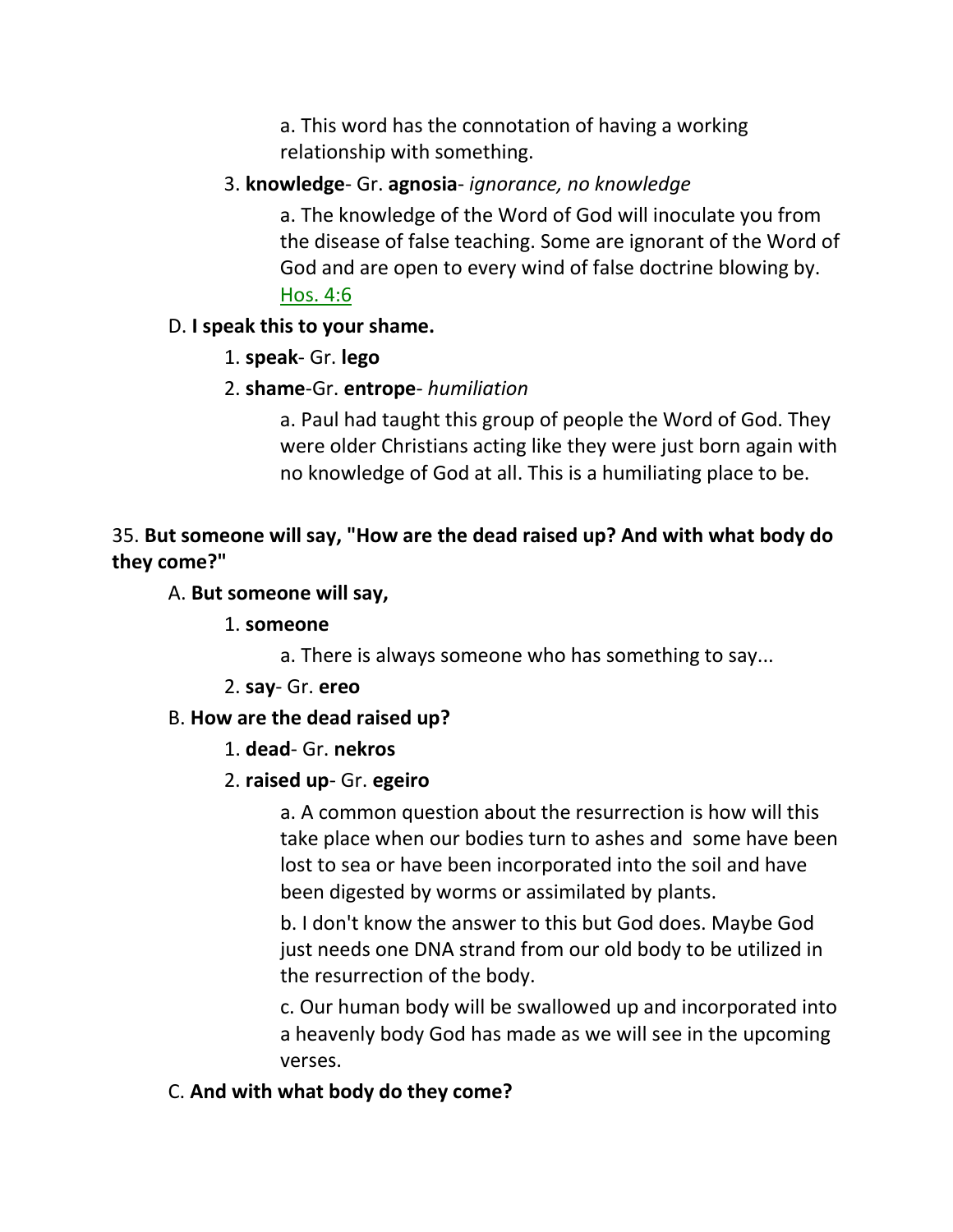a. This word has the connotation of having a working relationship with something.

3. **knowledge**- Gr. **agnosia**- *ignorance, no knowledge*

a. The knowledge of the Word of God will inoculate you from the disease of false teaching. Some are ignorant of the Word of God and are open to every wind of false doctrine blowing by. Hos. 4:6

D. **I speak this to your shame.**

1. **speak**- Gr. **lego**

2. **shame**-Gr. **entrope**- *humiliation*

a. Paul had taught this group of people the Word of God. They were older Christians acting like they were just born again with no knowledge of God at all. This is a humiliating place to be.

35. **But someone will say, "How are the dead raised up? And with what body do they come?"**

A. **But someone will say,**

1. **someone**

a. There is always someone who has something to say...

2. **say**- Gr. **ereo**

B. **How are the dead raised up?**

1. **dead**- Gr. **nekros**

2. **raised up**- Gr. **egeiro**

a. A common question about the resurrection is how will this take place when our bodies turn to ashes and some have been lost to sea or have been incorporated into the soil and have been digested by worms or assimilated by plants.

b. I don't know the answer to this but God does. Maybe God just needs one DNA strand from our old body to be utilized in the resurrection of the body.

c. Our human body will be swallowed up and incorporated into a heavenly body God has made as we will see in the upcoming verses.

C. **And with what body do they come?**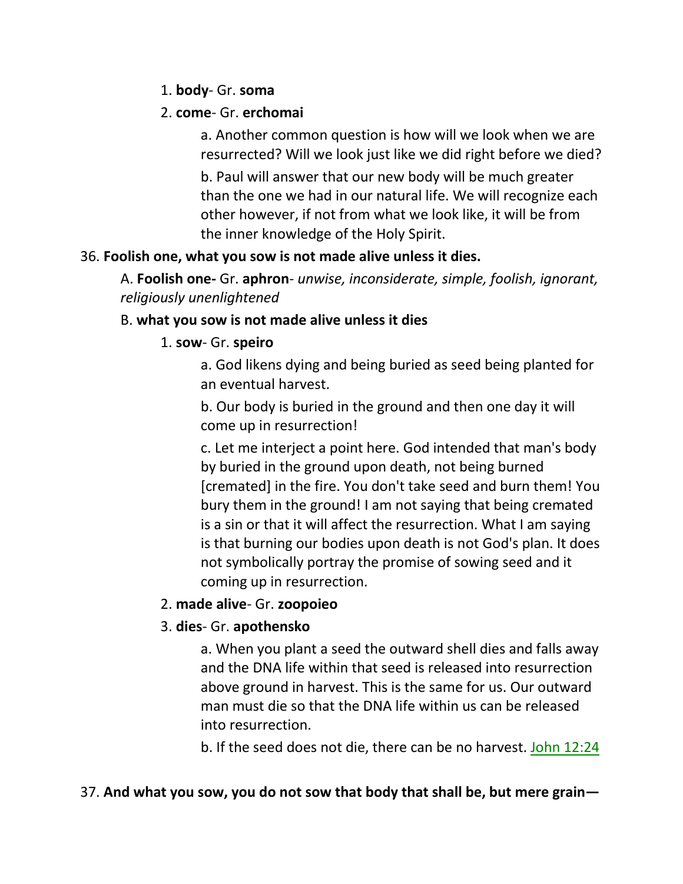1. **body**- Gr. **soma**

2. **come**- Gr. **erchomai**

    a. Another common question is how will we look when we are resurrected? Will we look just like we did right before we died?

    b. Paul will answer that our new body will be much greater than the one we had in our natural life. We will recognize each other however, if not from what we look like, it will be from the inner knowledge of the Holy Spirit.

36. **Foolish one, what you sow is not made alive unless it dies.**

A. **Foolish one-** Gr. **aphron**- *unwise, inconsiderate, simple, foolish, ignorant, religiously unenlightened*

B. **what you sow is not made alive unless it dies**

1. **sow**- Gr. **speiro**

    a. God likens dying and being buried as seed being planted for an eventual harvest.

    b. Our body is buried in the ground and then one day it will come up in resurrection!

    c. Let me interject a point here. God intended that man's body by buried in the ground upon death, not being burned [cremated] in the fire. You don't take seed and burn them! You bury them in the ground! I am not saying that being cremated is a sin or that it will affect the resurrection. What I am saying is that burning our bodies upon death is not God's plan. It does not symbolically portray the promise of sowing seed and it coming up in resurrection.

2. **made alive**- Gr. **zoopoieo**

3. **dies**- Gr. **apothensko**

    a. When you plant a seed the outward shell dies and falls away and the DNA life within that seed is released into resurrection above ground in harvest. This is the same for us. Our outward man must die so that the DNA life within us can be released into resurrection.

    b. If the seed does not die, there can be no harvest. John 12:24

37. **And what you sow, you do not sow that body that shall be, but mere grain—**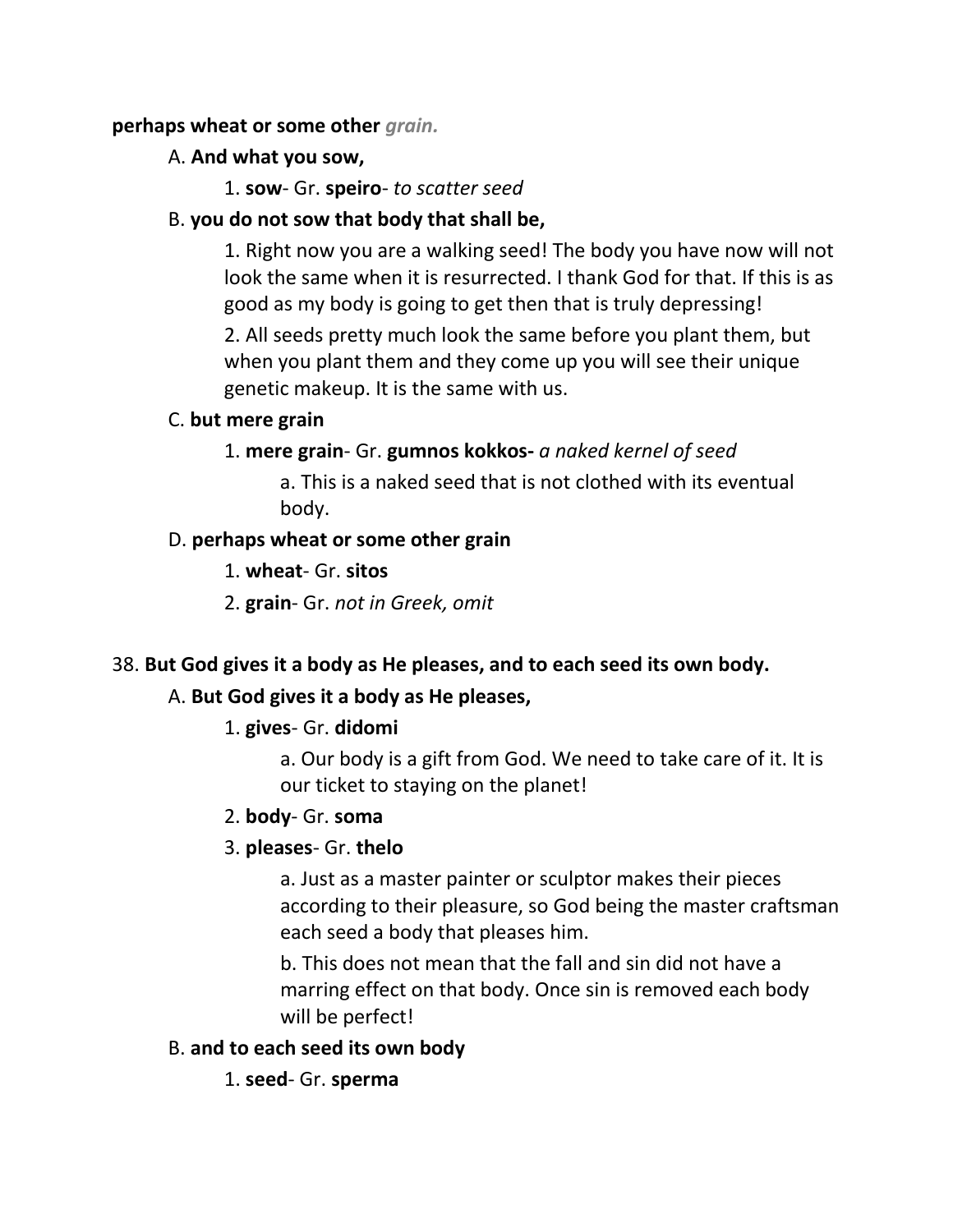**perhaps wheat or some other *grain.***

A. **And what you sow,**

1. **sow**- Gr. **speiro**- *to scatter seed*

B. **you do not sow that body that shall be,**

1. Right now you are a walking seed! The body you have now will not look the same when it is resurrected. I thank God for that. If this is as good as my body is going to get then that is truly depressing!

2. All seeds pretty much look the same before you plant them, but when you plant them and they come up you will see their unique genetic makeup. It is the same with us.

C. **but mere grain**

1. **mere grain**- Gr. **gumnos kokkos-** *a naked kernel of seed*

a. This is a naked seed that is not clothed with its eventual body.

D. **perhaps wheat or some other grain**

1. **wheat**- Gr. **sitos**

2. **grain**- Gr. *not in Greek, omit*

38. **But God gives it a body as He pleases, and to each seed its own body.**

A. **But God gives it a body as He pleases,**

1. **gives**- Gr. **didomi**

a. Our body is a gift from God. We need to take care of it. It is our ticket to staying on the planet!

2. **body**- Gr. **soma**

3. **pleases**- Gr. **thelo**

a. Just as a master painter or sculptor makes their pieces according to their pleasure, so God being the master craftsman each seed a body that pleases him.

b. This does not mean that the fall and sin did not have a marring effect on that body. Once sin is removed each body will be perfect!

B. **and to each seed its own body**

1. **seed**- Gr. **sperma**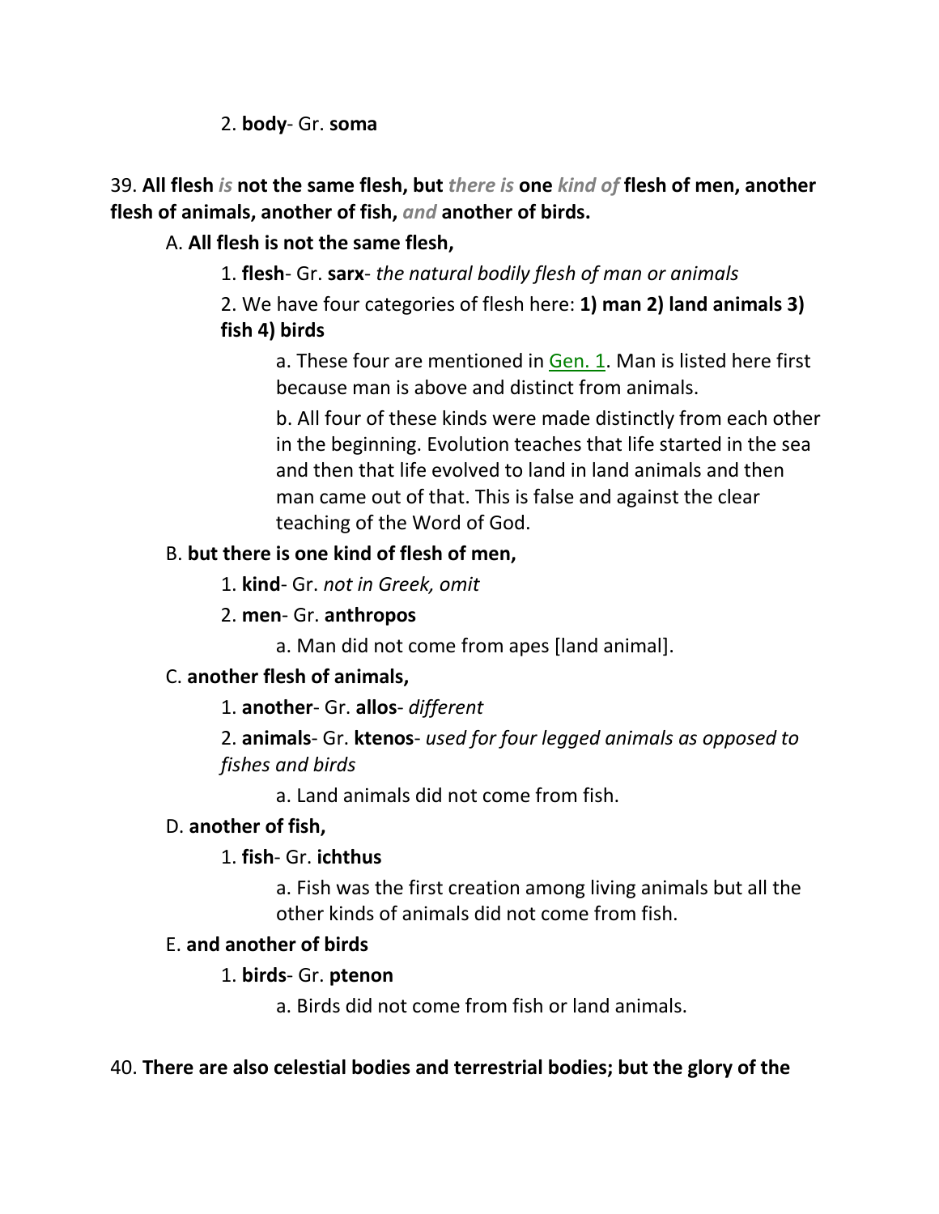2. **body**- Gr. **soma**

39. **All flesh** ***is*** **not the same flesh, but** ***there is*** **one** ***kind of*** **flesh of men, another flesh of animals, another of fish,** ***and*** **another of birds.**

A. **All flesh is not the same flesh,**

1. **flesh**- Gr. **sarx**- *the natural bodily flesh of man or animals*

2. We have four categories of flesh here: **1) man 2) land animals 3) fish 4) birds**

a. These four are mentioned in Gen. 1. Man is listed here first because man is above and distinct from animals.

b. All four of these kinds were made distinctly from each other in the beginning. Evolution teaches that life started in the sea and then that life evolved to land in land animals and then man came out of that. This is false and against the clear teaching of the Word of God.

B. **but there is one kind of flesh of men,**

1. **kind**- Gr. *not in Greek, omit*

2. **men**- Gr. **anthropos**

a. Man did not come from apes [land animal].

C. **another flesh of animals,**

1. **another**- Gr. **allos**- *different*

2. **animals**- Gr. **ktenos**- *used for four legged animals as opposed to fishes and birds*

a. Land animals did not come from fish.

D. **another of fish,**

1. **fish**- Gr. **ichthus**

a. Fish was the first creation among living animals but all the other kinds of animals did not come from fish.

E. **and another of birds**

1. **birds**- Gr. **ptenon**

a. Birds did not come from fish or land animals.

40. **There are also celestial bodies and terrestrial bodies; but the glory of the**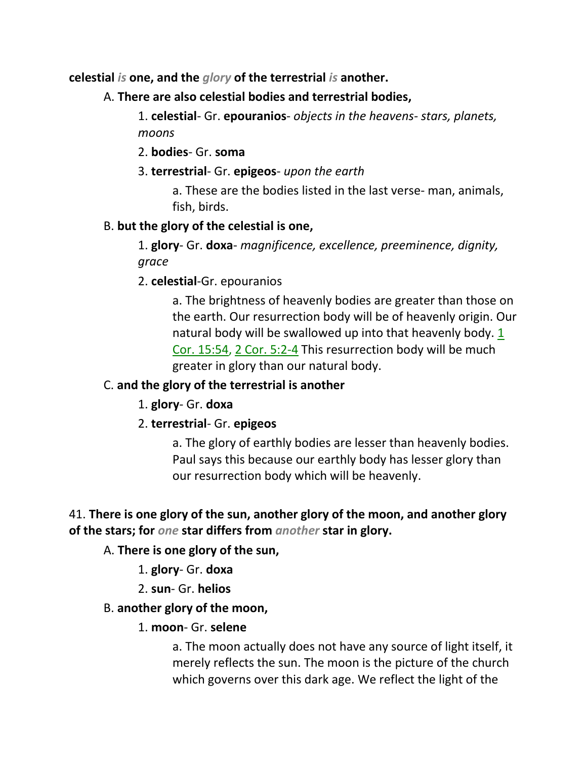**celestial *is* one, and the *glory* of the terrestrial *is* another.**

A. **There are also celestial bodies and terrestrial bodies,**

1. **celestial**- Gr. **epouranios**- *objects in the heavens- stars, planets, moons*

2. **bodies**- Gr. **soma**

3. **terrestrial**- Gr. **epigeos**- *upon the earth*

a. These are the bodies listed in the last verse- man, animals, fish, birds.

B. **but the glory of the celestial is one,**

1. **glory**- Gr. **doxa**- *magnificence, excellence, preeminence, dignity, grace*

2. **celestial**-Gr. epouranios

a. The brightness of heavenly bodies are greater than those on the earth. Our resurrection body will be of heavenly origin. Our natural body will be swallowed up into that heavenly body. 1 Cor. 15:54, 2 Cor. 5:2-4 This resurrection body will be much greater in glory than our natural body.

C. **and the glory of the terrestrial is another**

1. **glory**- Gr. **doxa**

2. **terrestrial**- Gr. **epigeos**

a. The glory of earthly bodies are lesser than heavenly bodies. Paul says this because our earthly body has lesser glory than our resurrection body which will be heavenly.

41. **There is one glory of the sun, another glory of the moon, and another glory of the stars; for *one* star differs from *another* star in glory.**

A. **There is one glory of the sun,**

1. **glory**- Gr. **doxa**

2. **sun**- Gr. **helios**

B. **another glory of the moon,**

1. **moon**- Gr. **selene**

a. The moon actually does not have any source of light itself, it merely reflects the sun. The moon is the picture of the church which governs over this dark age. We reflect the light of the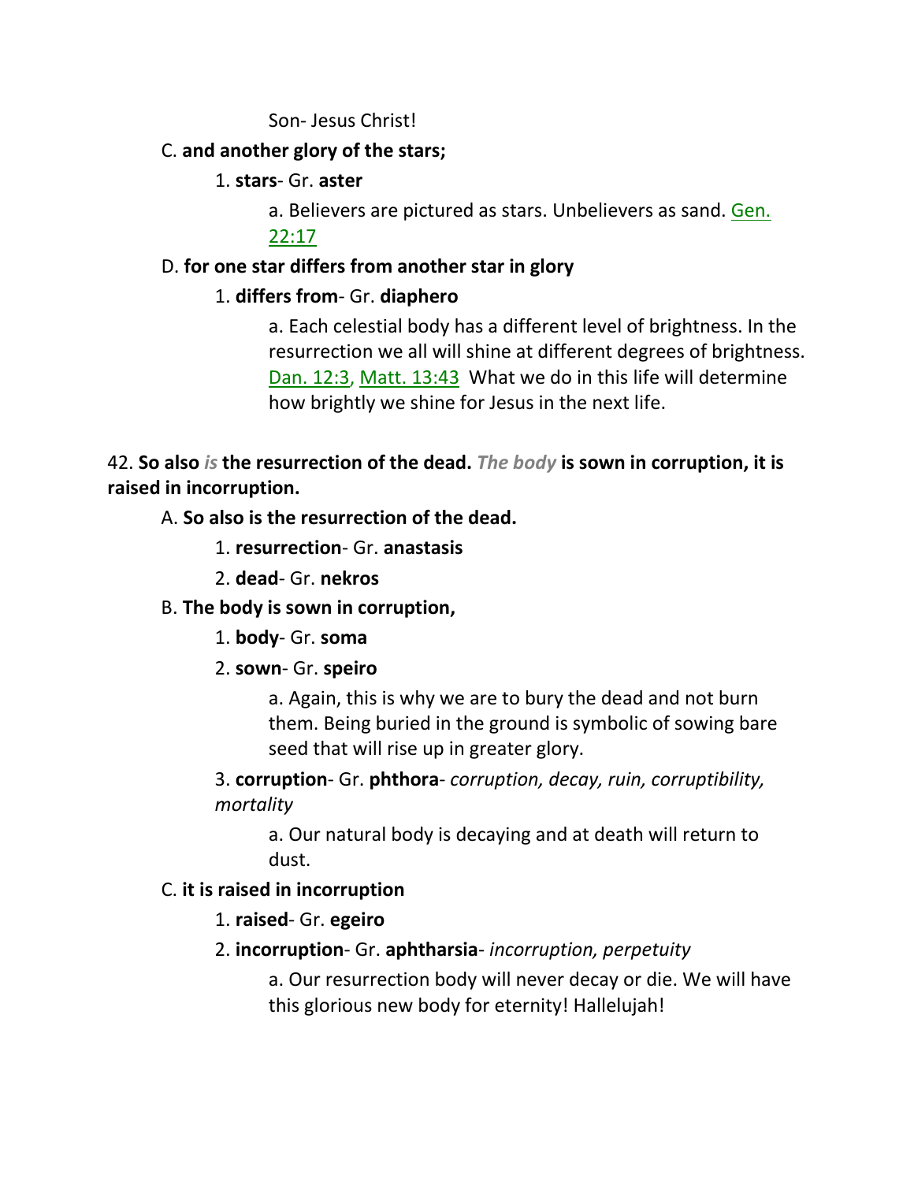Son- Jesus Christ!

C. **and another glory of the stars;**

1. **stars**- Gr. **aster**

a. Believers are pictured as stars. Unbelievers as sand. Gen. 22:17

D. **for one star differs from another star in glory**

1. **differs from**- Gr. **diaphero**

a. Each celestial body has a different level of brightness. In the resurrection we all will shine at different degrees of brightness. Dan. 12:3, Matt. 13:43 What we do in this life will determine how brightly we shine for Jesus in the next life.

42. **So also** ***is*** **the resurrection of the dead.** ***The body*** **is sown in corruption, it is raised in incorruption.**

A. **So also is the resurrection of the dead.**

1. **resurrection**- Gr. **anastasis**

2. **dead**- Gr. **nekros**

B. **The body is sown in corruption,**

1. **body**- Gr. **soma**

2. **sown**- Gr. **speiro**

a. Again, this is why we are to bury the dead and not burn them. Being buried in the ground is symbolic of sowing bare seed that will rise up in greater glory.

3. **corruption**- Gr. **phthora**- *corruption, decay, ruin, corruptibility, mortality*

a. Our natural body is decaying and at death will return to dust.

C. **it is raised in incorruption**

1. **raised**- Gr. **egeiro**

2. **incorruption**- Gr. **aphtharsia**- *incorruption, perpetuity*

a. Our resurrection body will never decay or die. We will have this glorious new body for eternity! Hallelujah!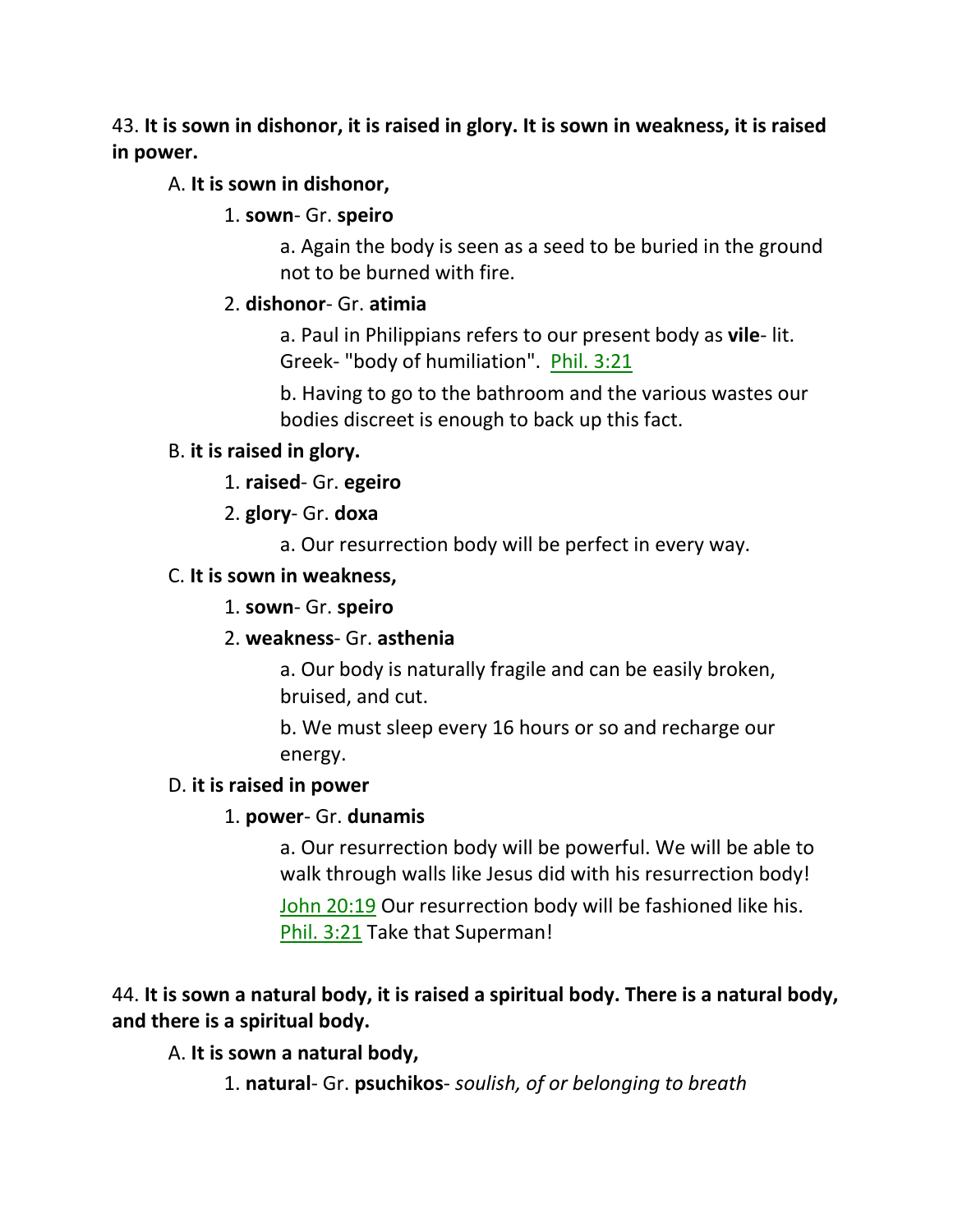43. **It is sown in dishonor, it is raised in glory. It is sown in weakness, it is raised in power.**

A. **It is sown in dishonor,**

1. **sown**- Gr. **speiro**

a. Again the body is seen as a seed to be buried in the ground not to be burned with fire.

2. **dishonor**- Gr. **atimia**

a. Paul in Philippians refers to our present body as **vile**- lit. Greek- "body of humiliation". Phil. 3:21

b. Having to go to the bathroom and the various wastes our bodies discreet is enough to back up this fact.

B. **it is raised in glory.**

1. **raised**- Gr. **egeiro**

2. **glory**- Gr. **doxa**

a. Our resurrection body will be perfect in every way.

C. **It is sown in weakness,**

1. **sown**- Gr. **speiro**

2. **weakness**- Gr. **asthenia**

a. Our body is naturally fragile and can be easily broken, bruised, and cut.

b. We must sleep every 16 hours or so and recharge our energy.

D. **it is raised in power**

1. **power**- Gr. **dunamis**

a. Our resurrection body will be powerful. We will be able to walk through walls like Jesus did with his resurrection body! John 20:19 Our resurrection body will be fashioned like his. Phil. 3:21 Take that Superman!

44. **It is sown a natural body, it is raised a spiritual body. There is a natural body, and there is a spiritual body.**

A. **It is sown a natural body,**

1. **natural**- Gr. **psuchikos**- *soulish, of or belonging to breath*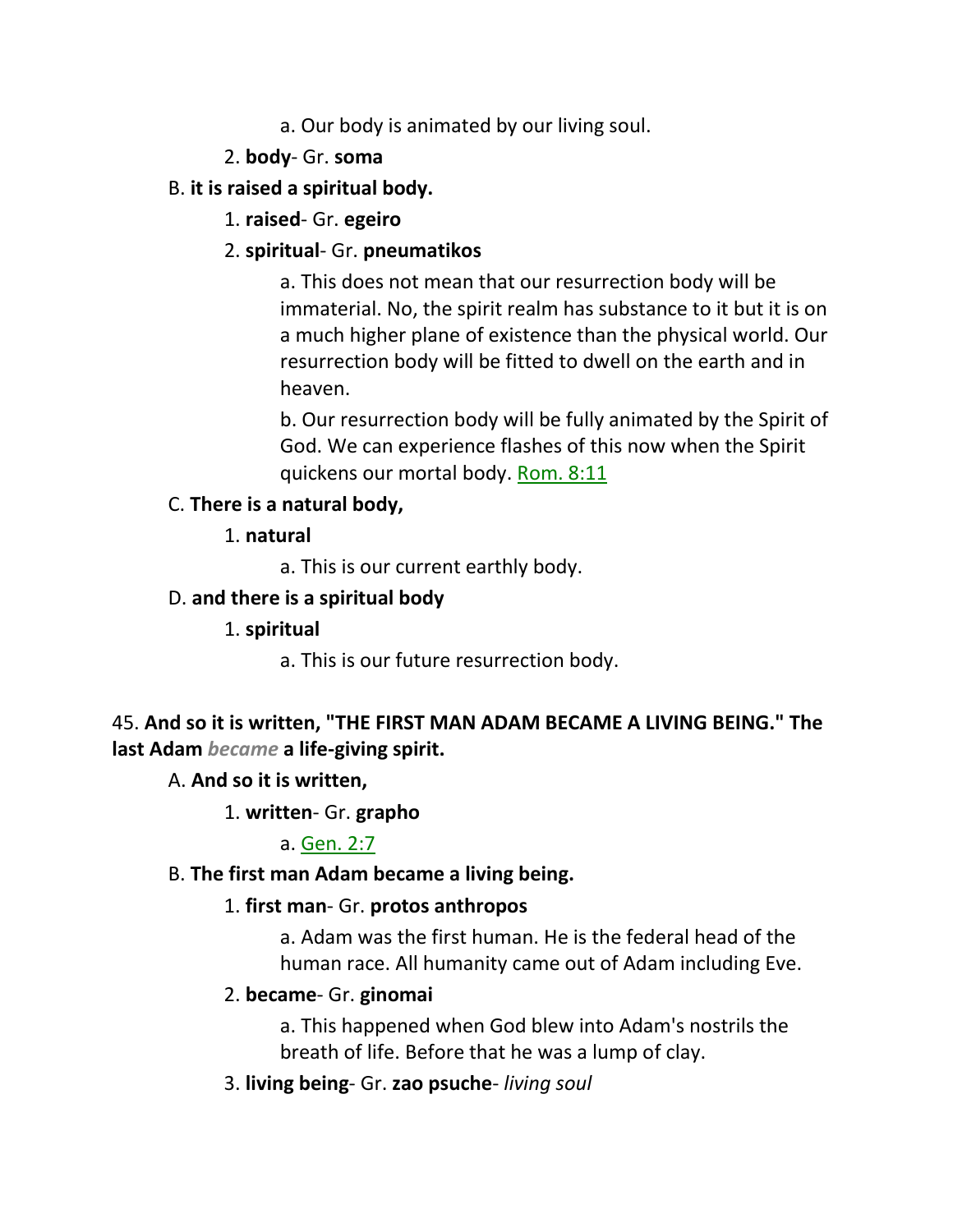a. Our body is animated by our living soul.

2. **body**- Gr. **soma**

B. **it is raised a spiritual body.**

1. **raised**- Gr. **egeiro**

2. **spiritual**- Gr. **pneumatikos**

a. This does not mean that our resurrection body will be immaterial. No, the spirit realm has substance to it but it is on a much higher plane of existence than the physical world. Our resurrection body will be fitted to dwell on the earth and in heaven.

b. Our resurrection body will be fully animated by the Spirit of God. We can experience flashes of this now when the Spirit quickens our mortal body. Rom. 8:11

C. **There is a natural body,**

1. **natural**

a. This is our current earthly body.

D. **and there is a spiritual body**

1. **spiritual**

a. This is our future resurrection body.

45. **And so it is written, "THE FIRST MAN ADAM BECAME A LIVING BEING." The last Adam** ***became*** **a life-giving spirit.**

A. **And so it is written,**

1. **written**- Gr. **grapho**

a. Gen. 2:7

B. **The first man Adam became a living being.**

1. **first man**- Gr. **protos anthropos**

a. Adam was the first human. He is the federal head of the human race. All humanity came out of Adam including Eve.

2. **became**- Gr. **ginomai**

a. This happened when God blew into Adam's nostrils the breath of life. Before that he was a lump of clay.

3. **living being**- Gr. **zao psuche**- *living soul*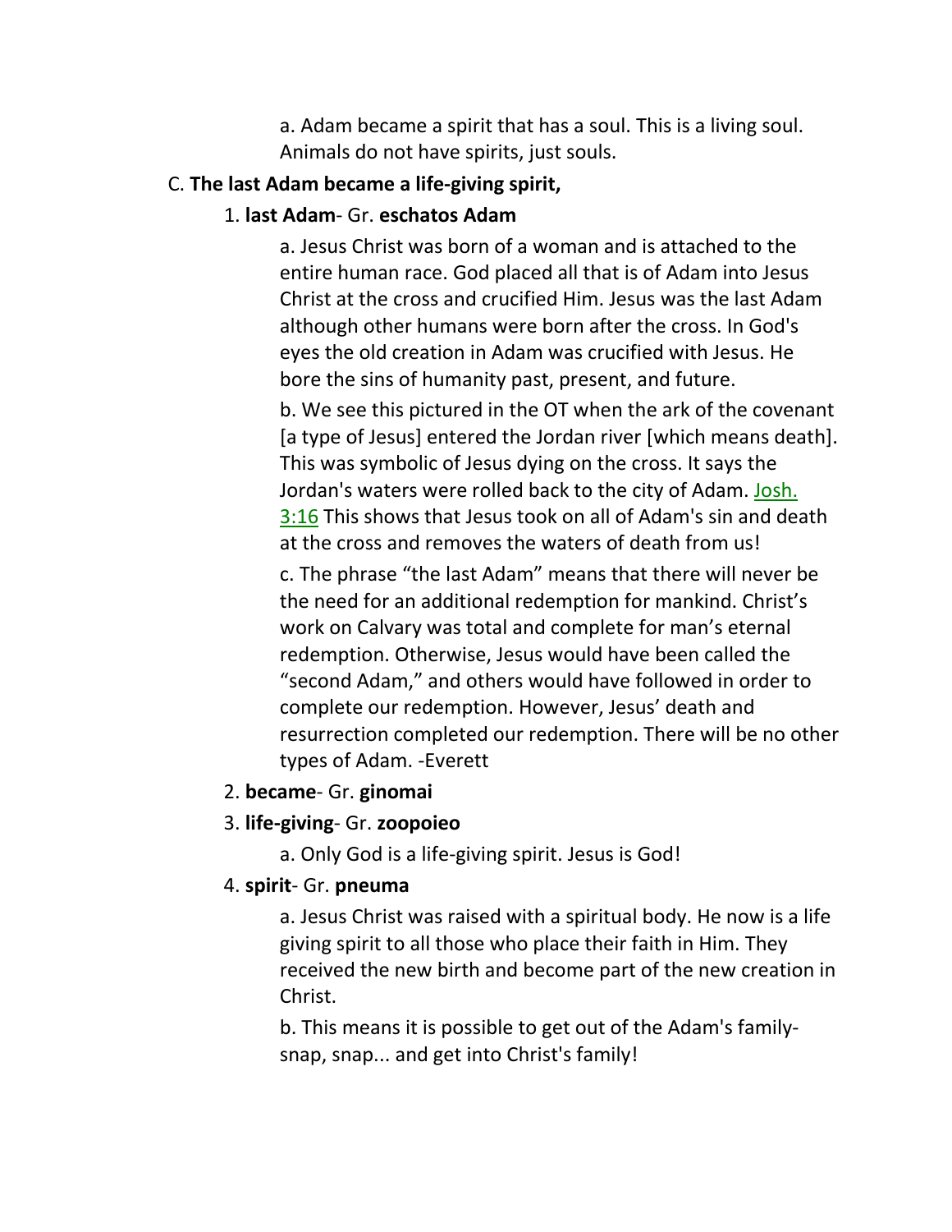a. Adam became a spirit that has a soul. This is a living soul. Animals do not have spirits, just souls.

C. **The last Adam became a life-giving spirit,**

1. **last Adam**- Gr. **eschatos Adam**

   a. Jesus Christ was born of a woman and is attached to the entire human race. God placed all that is of Adam into Jesus Christ at the cross and crucified Him. Jesus was the last Adam although other humans were born after the cross. In God's eyes the old creation in Adam was crucified with Jesus. He bore the sins of humanity past, present, and future.

   b. We see this pictured in the OT when the ark of the covenant [a type of Jesus] entered the Jordan river [which means death]. This was symbolic of Jesus dying on the cross. It says the Jordan's waters were rolled back to the city of Adam. Josh. 3:16 This shows that Jesus took on all of Adam's sin and death at the cross and removes the waters of death from us!

   c. The phrase "the last Adam" means that there will never be the need for an additional redemption for mankind. Christ's work on Calvary was total and complete for man's eternal redemption. Otherwise, Jesus would have been called the "second Adam," and others would have followed in order to complete our redemption. However, Jesus' death and resurrection completed our redemption. There will be no other types of Adam. -Everett

2. **became**- Gr. **ginomai**

3. **life-giving**- Gr. **zoopoieo**

   a. Only God is a life-giving spirit. Jesus is God!

4. **spirit**- Gr. **pneuma**

   a. Jesus Christ was raised with a spiritual body. He now is a life giving spirit to all those who place their faith in Him. They received the new birth and become part of the new creation in Christ.

   b. This means it is possible to get out of the Adam's family- snap, snap... and get into Christ's family!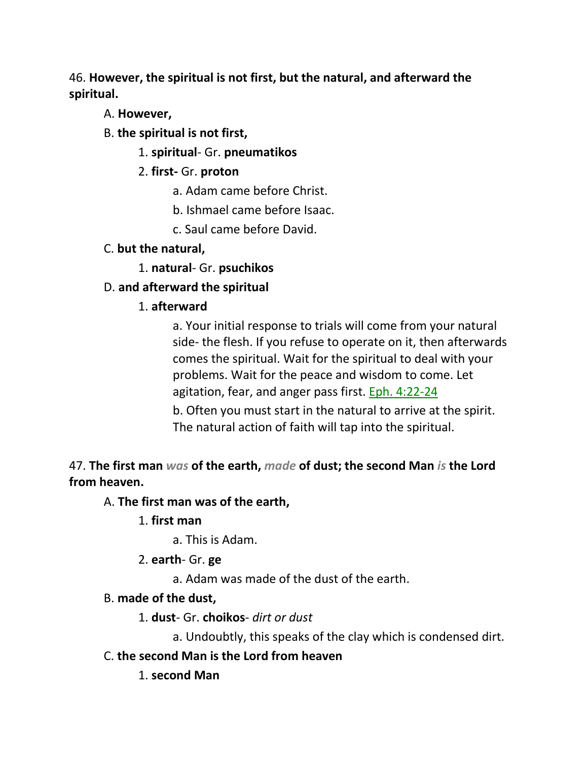46. **However, the spiritual is not first, but the natural, and afterward the spiritual.**

A. **However,**

B. **the spiritual is not first,**

1. **spiritual**- Gr. **pneumatikos**

2. **first-** Gr. **proton**

a. Adam came before Christ.

b. Ishmael came before Isaac.

c. Saul came before David.

C. **but the natural,**

1. **natural**- Gr. **psuchikos**

D. **and afterward the spiritual**

1. **afterward**

a. Your initial response to trials will come from your natural side- the flesh. If you refuse to operate on it, then afterwards comes the spiritual. Wait for the spiritual to deal with your problems. Wait for the peace and wisdom to come. Let agitation, fear, and anger pass first. Eph. 4:22-24

b. Often you must start in the natural to arrive at the spirit. The natural action of faith will tap into the spiritual.

47. **The first man *was* of the earth, *made* of dust; the second Man *is* the Lord from heaven.**

A. **The first man was of the earth,**

1. **first man**

a. This is Adam.

2. **earth**- Gr. **ge**

a. Adam was made of the dust of the earth.

B. **made of the dust,**

1. **dust**- Gr. **choikos**- *dirt or dust*

a. Undoubtly, this speaks of the clay which is condensed dirt.

C. **the second Man is the Lord from heaven**

1. **second Man**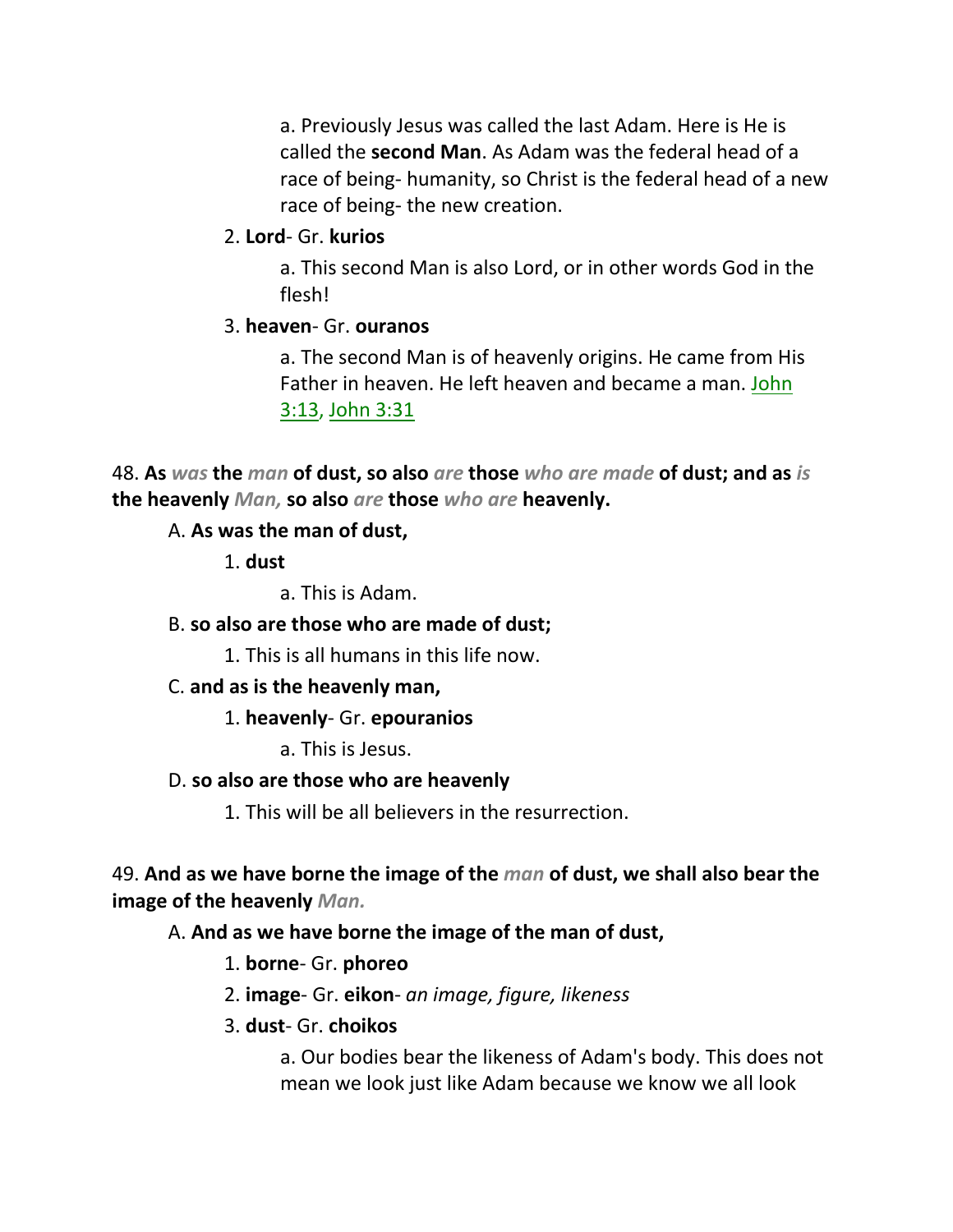a. Previously Jesus was called the last Adam. Here is He is called the **second Man**. As Adam was the federal head of a race of being- humanity, so Christ is the federal head of a new race of being- the new creation.

2. **Lord**- Gr. **kurios**

a. This second Man is also Lord, or in other words God in the flesh!

3. **heaven**- Gr. **ouranos**

a. The second Man is of heavenly origins. He came from His Father in heaven. He left heaven and became a man. John 3:13, John 3:31

48. **As** ***was*** **the** ***man*** **of dust, so also** ***are*** **those** ***who are made*** **of dust; and as** ***is*** **the heavenly** ***Man,*** **so also** ***are*** **those** ***who are*** **heavenly.**

A. **As was the man of dust,**

1. **dust**

a. This is Adam.

B. **so also are those who are made of dust;**

1. This is all humans in this life now.

C. **and as is the heavenly man,**

1. **heavenly**- Gr. **epouranios**

a. This is Jesus.

D. **so also are those who are heavenly**

1. This will be all believers in the resurrection.

49. **And as we have borne the image of the** ***man*** **of dust, we shall also bear the image of the heavenly** ***Man.***

A. **And as we have borne the image of the man of dust,**

1. **borne**- Gr. **phoreo**

2. **image**- Gr. **eikon**- *an image, figure, likeness*

3. **dust**- Gr. **choikos**

a. Our bodies bear the likeness of Adam's body. This does not mean we look just like Adam because we know we all look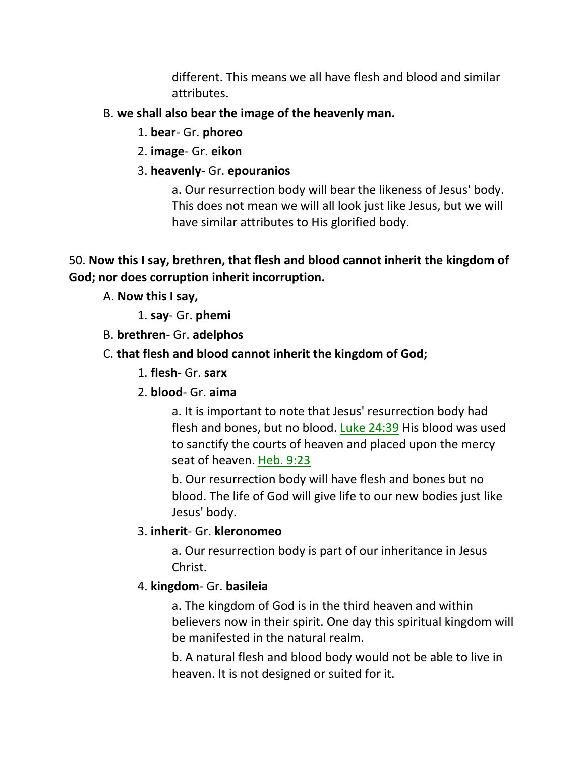different. This means we all have flesh and blood and similar attributes.

B. **we shall also bear the image of the heavenly man.**

1. **bear**- Gr. **phoreo**

2. **image**- Gr. **eikon**

3. **heavenly**- Gr. **epouranios**

a. Our resurrection body will bear the likeness of Jesus' body. This does not mean we will all look just like Jesus, but we will have similar attributes to His glorified body.

50. **Now this I say, brethren, that flesh and blood cannot inherit the kingdom of God; nor does corruption inherit incorruption.**

A. **Now this I say,**

1. **say**- Gr. **phemi**

B. **brethren**- Gr. **adelphos**

C. **that flesh and blood cannot inherit the kingdom of God;**

1. **flesh**- Gr. **sarx**

2. **blood**- Gr. **aima**

a. It is important to note that Jesus' resurrection body had flesh and bones, but no blood. Luke 24:39 His blood was used to sanctify the courts of heaven and placed upon the mercy seat of heaven. Heb. 9:23

b. Our resurrection body will have flesh and bones but no blood. The life of God will give life to our new bodies just like Jesus' body.

3. **inherit**- Gr. **kleronomeo**

a. Our resurrection body is part of our inheritance in Jesus Christ.

4. **kingdom**- Gr. **basileia**

a. The kingdom of God is in the third heaven and within believers now in their spirit. One day this spiritual kingdom will be manifested in the natural realm.

b. A natural flesh and blood body would not be able to live in heaven. It is not designed or suited for it.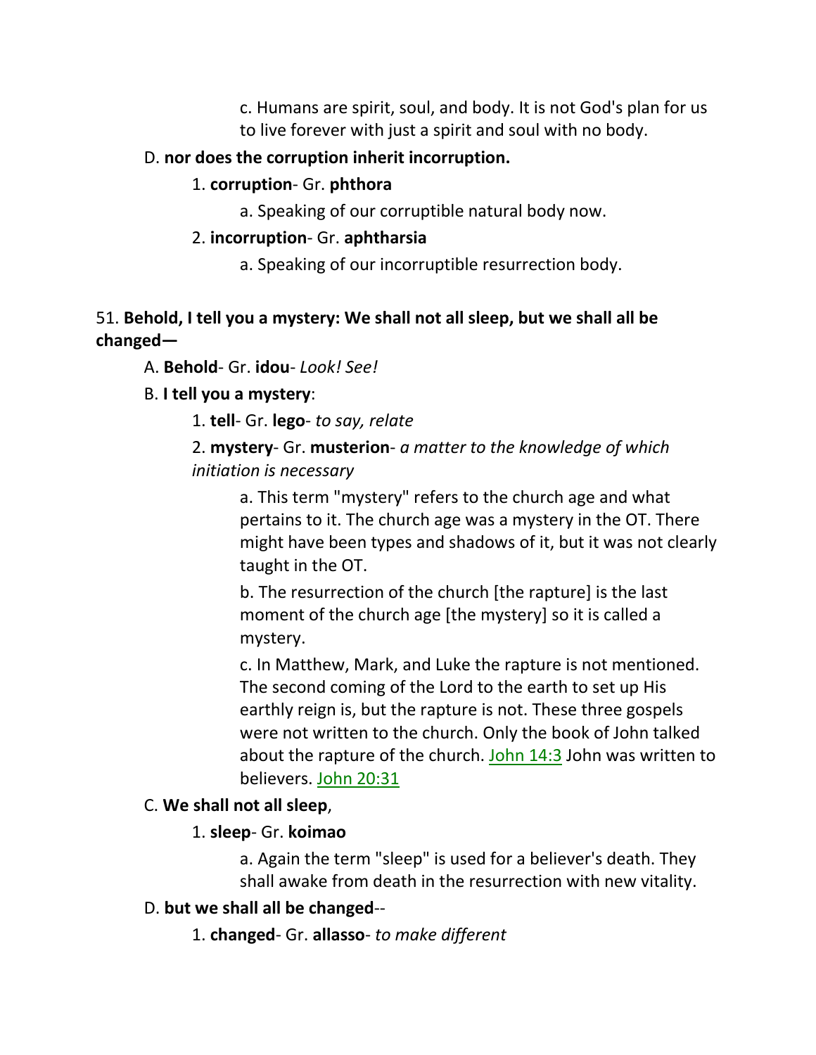c. Humans are spirit, soul, and body. It is not God's plan for us to live forever with just a spirit and soul with no body.

D. **nor does the corruption inherit incorruption.**

1. **corruption**- Gr. **phthora**

a. Speaking of our corruptible natural body now.

2. **incorruption**- Gr. **aphtharsia**

a. Speaking of our incorruptible resurrection body.

51. **Behold, I tell you a mystery: We shall not all sleep, but we shall all be changed—**

A. **Behold**- Gr. **idou**- *Look! See!*

B. **I tell you a mystery**:

1. **tell**- Gr. **lego**- *to say, relate*

2. **mystery**- Gr. **musterion**- *a matter to the knowledge of which initiation is necessary*

a. This term "mystery" refers to the church age and what pertains to it. The church age was a mystery in the OT. There might have been types and shadows of it, but it was not clearly taught in the OT.

b. The resurrection of the church [the rapture] is the last moment of the church age [the mystery] so it is called a mystery.

c. In Matthew, Mark, and Luke the rapture is not mentioned. The second coming of the Lord to the earth to set up His earthly reign is, but the rapture is not. These three gospels were not written to the church. Only the book of John talked about the rapture of the church. John 14:3 John was written to believers. John 20:31

C. **We shall not all sleep**,

1. **sleep**- Gr. **koimao**

a. Again the term "sleep" is used for a believer's death. They shall awake from death in the resurrection with new vitality.

D. **but we shall all be changed**--

1. **changed**- Gr. **allasso**- *to make different*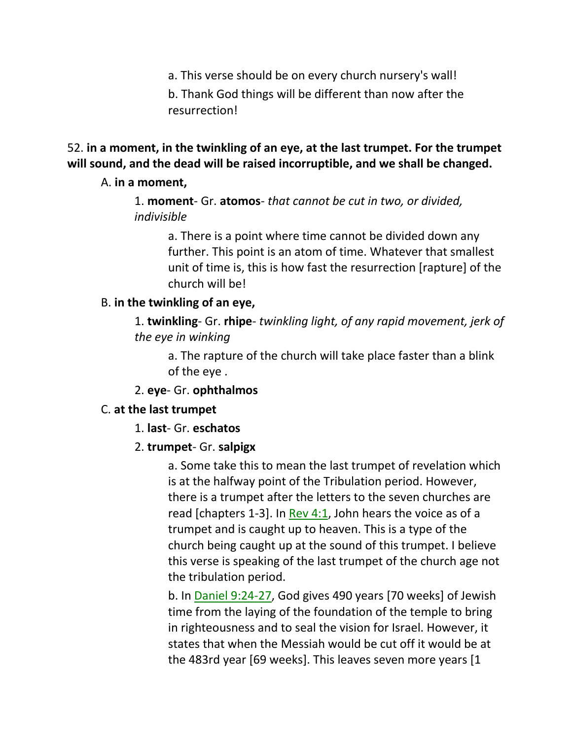a. This verse should be on every church nursery's wall!

b. Thank God things will be different than now after the resurrection!

52. **in a moment, in the twinkling of an eye, at the last trumpet. For the trumpet will sound, and the dead will be raised incorruptible, and we shall be changed.**

A. **in a moment,**

1. **moment**- Gr. **atomos**- *that cannot be cut in two, or divided, indivisible*

a. There is a point where time cannot be divided down any further. This point is an atom of time. Whatever that smallest unit of time is, this is how fast the resurrection [rapture] of the church will be!

B. **in the twinkling of an eye,**

1. **twinkling**- Gr. **rhipe**- *twinkling light, of any rapid movement, jerk of the eye in winking*

a. The rapture of the church will take place faster than a blink of the eye .

2. **eye**- Gr. **ophthalmos**

C. **at the last trumpet**

1. **last**- Gr. **eschatos**

2. **trumpet**- Gr. **salpigx**

a. Some take this to mean the last trumpet of revelation which is at the halfway point of the Tribulation period. However, there is a trumpet after the letters to the seven churches are read [chapters 1-3]. In Rev 4:1, John hears the voice as of a trumpet and is caught up to heaven. This is a type of the church being caught up at the sound of this trumpet. I believe this verse is speaking of the last trumpet of the church age not the tribulation period.

b. In Daniel 9:24-27, God gives 490 years [70 weeks] of Jewish time from the laying of the foundation of the temple to bring in righteousness and to seal the vision for Israel. However, it states that when the Messiah would be cut off it would be at the 483rd year [69 weeks]. This leaves seven more years [1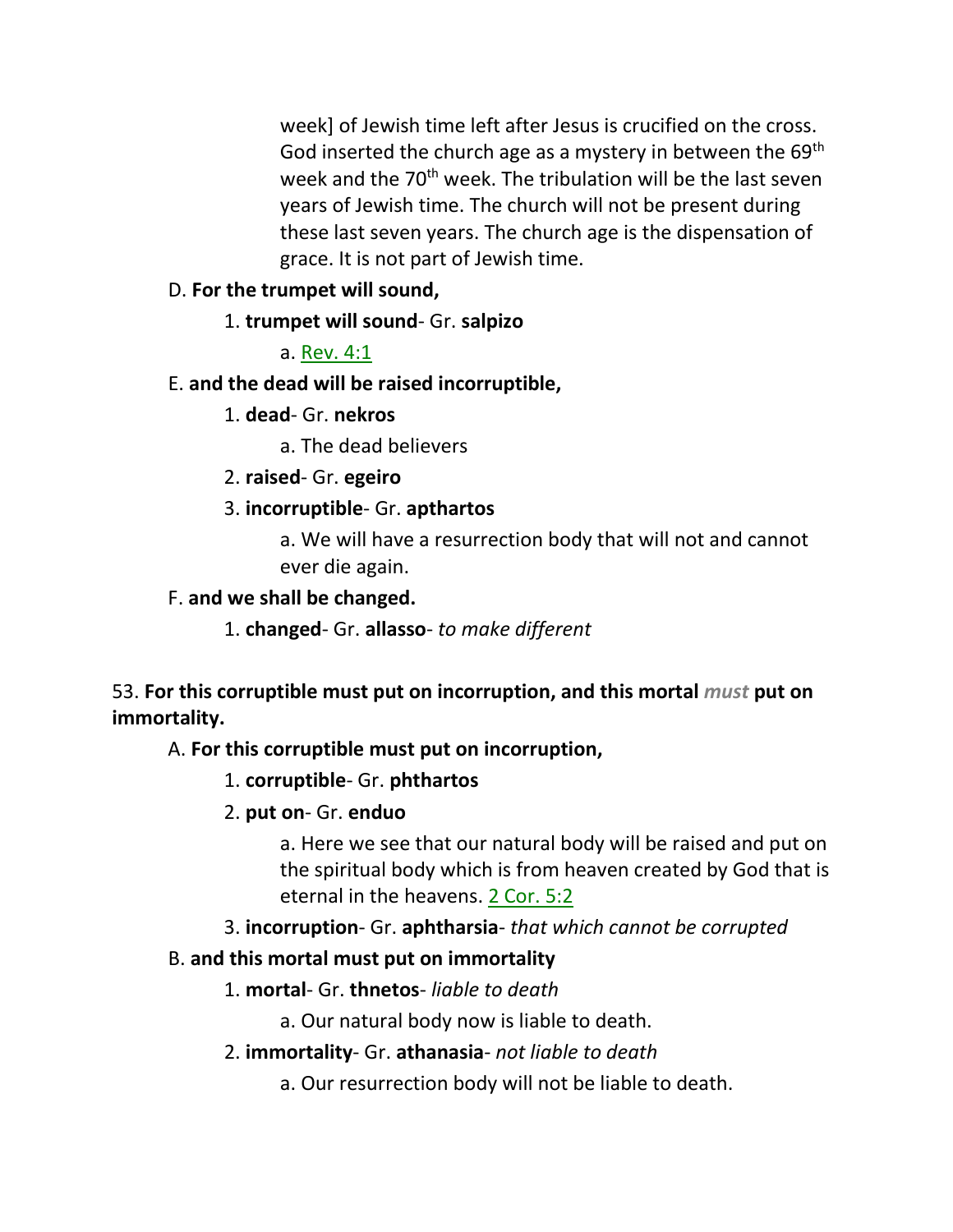week] of Jewish time left after Jesus is crucified on the cross. God inserted the church age as a mystery in between the 69th week and the 70th week. The tribulation will be the last seven years of Jewish time. The church will not be present during these last seven years. The church age is the dispensation of grace. It is not part of Jewish time.

D. **For the trumpet will sound,**

1. **trumpet will sound**- Gr. **salpizo**

a. Rev. 4:1

E. **and the dead will be raised incorruptible,**

1. **dead**- Gr. **nekros**

a. The dead believers

2. **raised**- Gr. **egeiro**

3. **incorruptible**- Gr. **apthartos**

a. We will have a resurrection body that will not and cannot ever die again.

F. **and we shall be changed.**

1. **changed**- Gr. **allasso**- *to make different*

53. **For this corruptible must put on incorruption, and this mortal *must* put on immortality.**

A. **For this corruptible must put on incorruption,**

1. **corruptible**- Gr. **phthartos**

2. **put on**- Gr. **enduo**

a. Here we see that our natural body will be raised and put on the spiritual body which is from heaven created by God that is eternal in the heavens. 2 Cor. 5:2

3. **incorruption**- Gr. **aphtharsia**- *that which cannot be corrupted*

B. **and this mortal must put on immortality**

1. **mortal**- Gr. **thnetos**- *liable to death*

a. Our natural body now is liable to death.

2. **immortality**- Gr. **athanasia**- *not liable to death*

a. Our resurrection body will not be liable to death.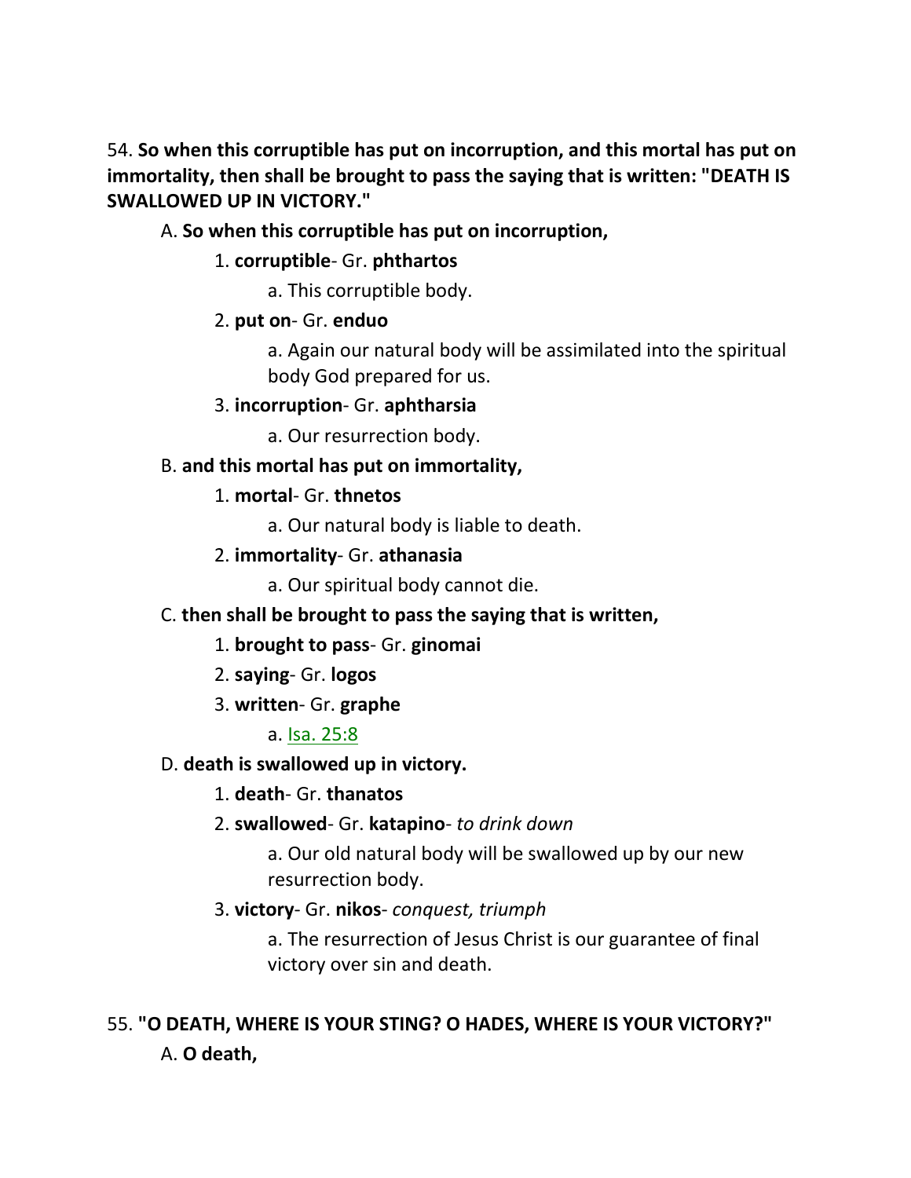54. **So when this corruptible has put on incorruption, and this mortal has put on immortality, then shall be brought to pass the saying that is written: "DEATH IS SWALLOWED UP IN VICTORY."**

A. **So when this corruptible has put on incorruption,**

1. **corruptible**- Gr. **phthartos**

a. This corruptible body.

2. **put on**- Gr. **enduo**

a. Again our natural body will be assimilated into the spiritual body God prepared for us.

3. **incorruption**- Gr. **aphtharsia**

a. Our resurrection body.

B. **and this mortal has put on immortality,**

1. **mortal**- Gr. **thnetos**

a. Our natural body is liable to death.

2. **immortality**- Gr. **athanasia**

a. Our spiritual body cannot die.

C. **then shall be brought to pass the saying that is written,**

1. **brought to pass**- Gr. **ginomai**

2. **saying**- Gr. **logos**

3. **written**- Gr. **graphe**

a. Isa. 25:8

D. **death is swallowed up in victory.**

1. **death**- Gr. **thanatos**

2. **swallowed**- Gr. **katapino**- *to drink down*

a. Our old natural body will be swallowed up by our new resurrection body.

3. **victory**- Gr. **nikos**- *conquest, triumph*

a. The resurrection of Jesus Christ is our guarantee of final victory over sin and death.

55. **"O DEATH, WHERE IS YOUR STING? O HADES, WHERE IS YOUR VICTORY?"**

A. **O death,**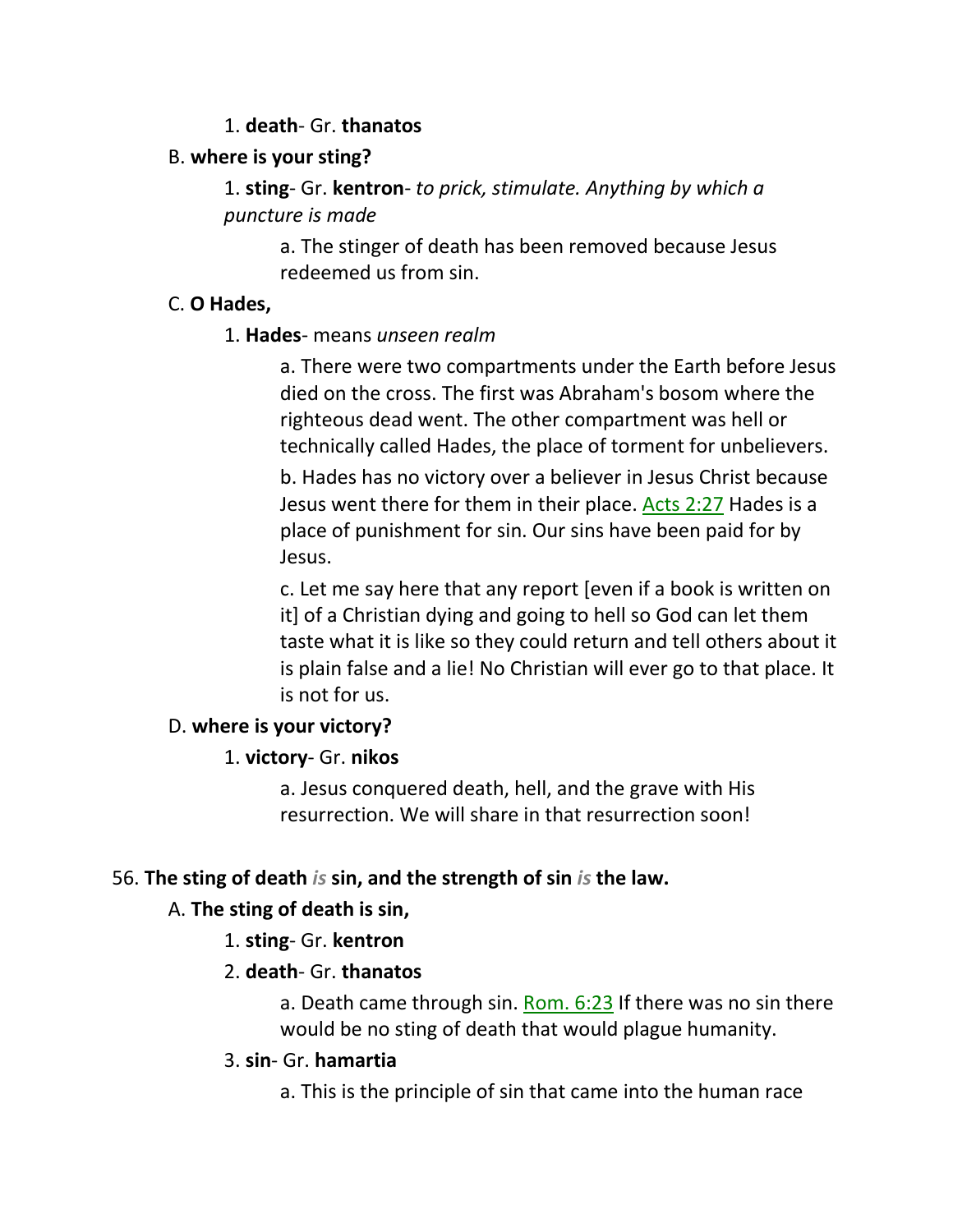1. **death**- Gr. **thanatos**

B. **where is your sting?**

1. **sting**- Gr. **kentron**- *to prick, stimulate. Anything by which a puncture is made*

a. The stinger of death has been removed because Jesus redeemed us from sin.

C. **O Hades,**

1. **Hades**- means *unseen realm*

a. There were two compartments under the Earth before Jesus died on the cross. The first was Abraham's bosom where the righteous dead went. The other compartment was hell or technically called Hades, the place of torment for unbelievers.

b. Hades has no victory over a believer in Jesus Christ because Jesus went there for them in their place. Acts 2:27 Hades is a place of punishment for sin. Our sins have been paid for by Jesus.

c. Let me say here that any report [even if a book is written on it] of a Christian dying and going to hell so God can let them taste what it is like so they could return and tell others about it is plain false and a lie! No Christian will ever go to that place. It is not for us.

D. **where is your victory?**

1. **victory**- Gr. **nikos**

a. Jesus conquered death, hell, and the grave with His resurrection. We will share in that resurrection soon!

56. **The sting of death** ***is*** **sin, and the strength of sin** ***is*** **the law.**

A. **The sting of death is sin,**

1. **sting**- Gr. **kentron**

2. **death**- Gr. **thanatos**

a. Death came through sin. Rom. 6:23 If there was no sin there would be no sting of death that would plague humanity.

3. **sin**- Gr. **hamartia**

a. This is the principle of sin that came into the human race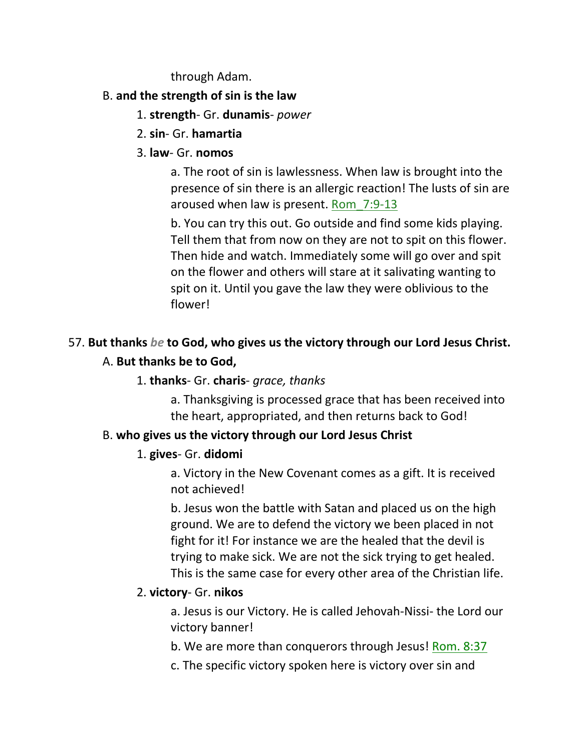through Adam.

B. **and the strength of sin is the law**

1. **strength**- Gr. **dunamis**- *power*

2. **sin**- Gr. **hamartia**

3. **law**- Gr. **nomos**

a. The root of sin is lawlessness. When law is brought into the presence of sin there is an allergic reaction! The lusts of sin are aroused when law is present. Rom_7:9-13

b. You can try this out. Go outside and find some kids playing. Tell them that from now on they are not to spit on this flower. Then hide and watch. Immediately some will go over and spit on the flower and others will stare at it salivating wanting to spit on it. Until you gave the law they were oblivious to the flower!

57. **But thanks *be* to God, who gives us the victory through our Lord Jesus Christ.**

A. **But thanks be to God,**

1. **thanks**- Gr. **charis**- *grace, thanks*

a. Thanksgiving is processed grace that has been received into the heart, appropriated, and then returns back to God!

B. **who gives us the victory through our Lord Jesus Christ**

1. **gives**- Gr. **didomi**

a. Victory in the New Covenant comes as a gift. It is received not achieved!

b. Jesus won the battle with Satan and placed us on the high ground. We are to defend the victory we been placed in not fight for it! For instance we are the healed that the devil is trying to make sick. We are not the sick trying to get healed. This is the same case for every other area of the Christian life.

2. **victory**- Gr. **nikos**

a. Jesus is our Victory. He is called Jehovah-Nissi- the Lord our victory banner!

b. We are more than conquerors through Jesus! Rom. 8:37

c. The specific victory spoken here is victory over sin and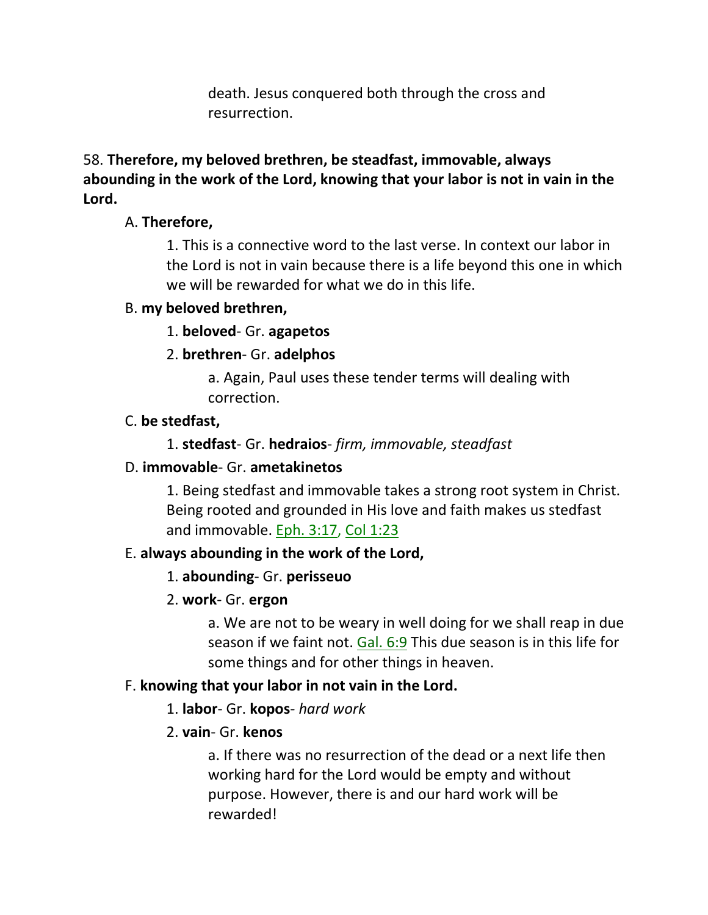death. Jesus conquered both through the cross and resurrection.

58. **Therefore, my beloved brethren, be steadfast, immovable, always abounding in the work of the Lord, knowing that your labor is not in vain in the Lord.**

A. **Therefore,**

1. This is a connective word to the last verse. In context our labor in the Lord is not in vain because there is a life beyond this one in which we will be rewarded for what we do in this life.

B. **my beloved brethren,**

1. **beloved**- Gr. **agapetos**

2. **brethren**- Gr. **adelphos**

a. Again, Paul uses these tender terms will dealing with correction.

C. **be stedfast,**

1. **stedfast**- Gr. **hedraios**- *firm, immovable, steadfast*

D. **immovable**- Gr. **ametakinetos**

1. Being stedfast and immovable takes a strong root system in Christ. Being rooted and grounded in His love and faith makes us stedfast and immovable. Eph. 3:17, Col 1:23

E. **always abounding in the work of the Lord,**

1. **abounding**- Gr. **perisseuo**

2. **work**- Gr. **ergon**

a. We are not to be weary in well doing for we shall reap in due season if we faint not. Gal. 6:9 This due season is in this life for some things and for other things in heaven.

F. **knowing that your labor in not vain in the Lord.**

1. **labor**- Gr. **kopos**- *hard work*

2. **vain**- Gr. **kenos**

a. If there was no resurrection of the dead or a next life then working hard for the Lord would be empty and without purpose. However, there is and our hard work will be rewarded!